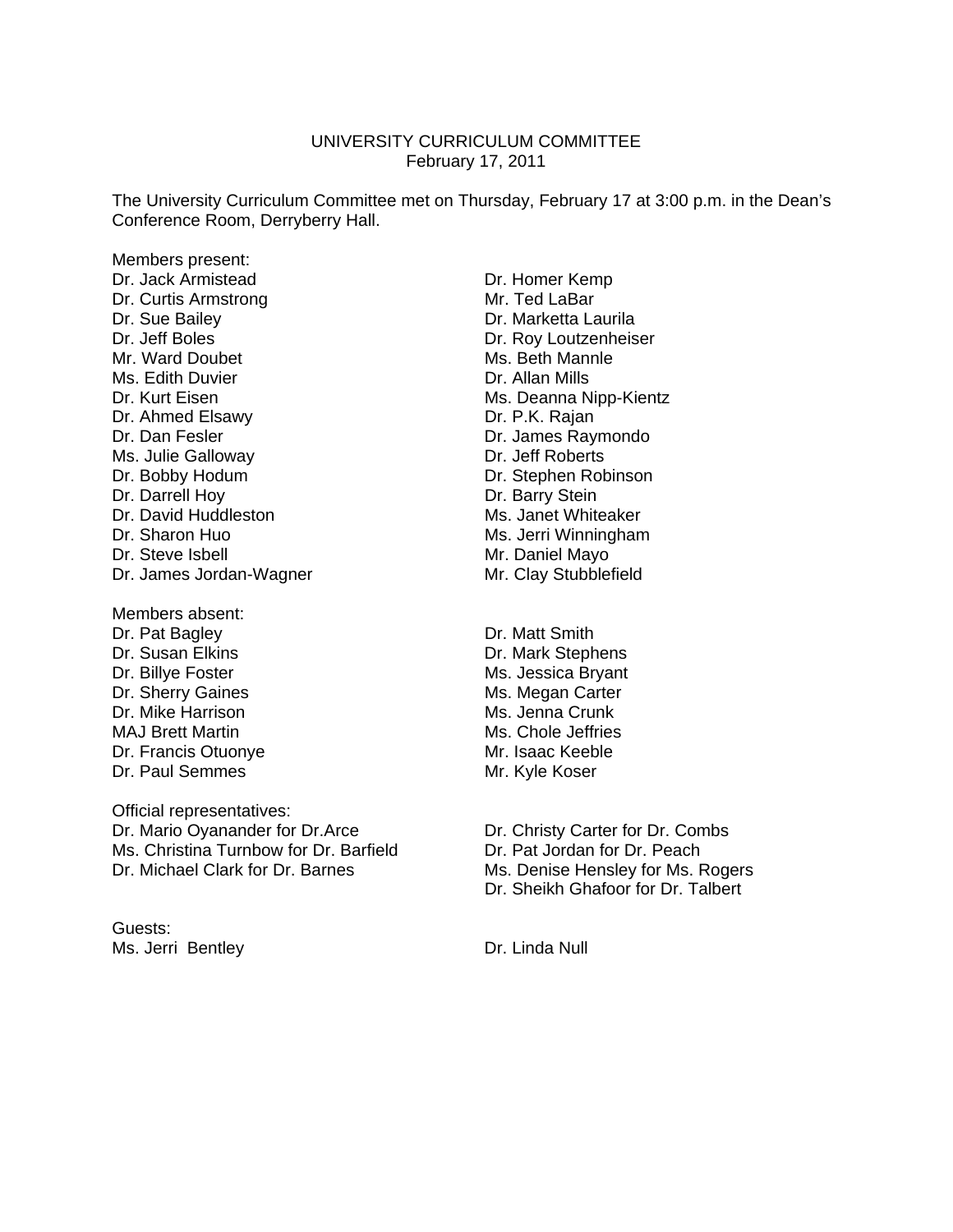# UNIVERSITY CURRICULUM COMMITTEE
February 17, 2011

The University Curriculum Committee met on Thursday, February 17 at 3:00 p.m. in the Dean's Conference Room, Derryberry Hall.

Members present:

Dr. Jack Armistead
Dr. Curtis Armstrong
Dr. Sue Bailey
Dr. Jeff Boles
Mr. Ward Doubet
Ms. Edith Duvier
Dr. Kurt Eisen
Dr. Ahmed Elsawy
Dr. Dan Fesler
Ms. Julie Galloway
Dr. Bobby Hodum
Dr. Darrell Hoy
Dr. David Huddleston
Dr. Sharon Huo
Dr. Steve Isbell
Dr. James Jordan-Wagner
Dr. Homer Kemp
Mr. Ted LaBar
Dr. Marketta Laurila
Dr. Roy Loutzenheiser
Ms. Beth Mannle
Dr. Allan Mills
Ms. Deanna Nipp-Kientz
Dr. P.K. Rajan
Dr. James Raymondo
Dr. Jeff Roberts
Dr. Stephen Robinson
Dr. Barry Stein
Ms. Janet Whiteaker
Ms. Jerri Winningham
Mr. Daniel Mayo
Mr. Clay Stubblefield

Members absent:

Dr. Pat Bagley
Dr. Susan Elkins
Dr. Billye Foster
Dr. Sherry Gaines
Dr. Mike Harrison
MAJ Brett Martin
Dr. Francis Otuonye
Dr. Paul Semmes
Dr. Matt Smith
Dr. Mark Stephens
Ms. Jessica Bryant
Ms. Megan Carter
Ms. Jenna Crunk
Ms. Chole Jeffries
Mr. Isaac Keeble
Mr. Kyle Koser

Official representatives:

Dr. Mario Oyanander for Dr.Arce
Ms. Christina Turnbow for Dr. Barfield
Dr. Michael Clark for Dr. Barnes
Dr. Christy Carter for Dr. Combs
Dr. Pat Jordan for Dr. Peach
Ms. Denise Hensley for Ms. Rogers
Dr. Sheikh Ghafoor for Dr. Talbert

Guests:

Ms. Jerri Bentley
Dr. Linda Null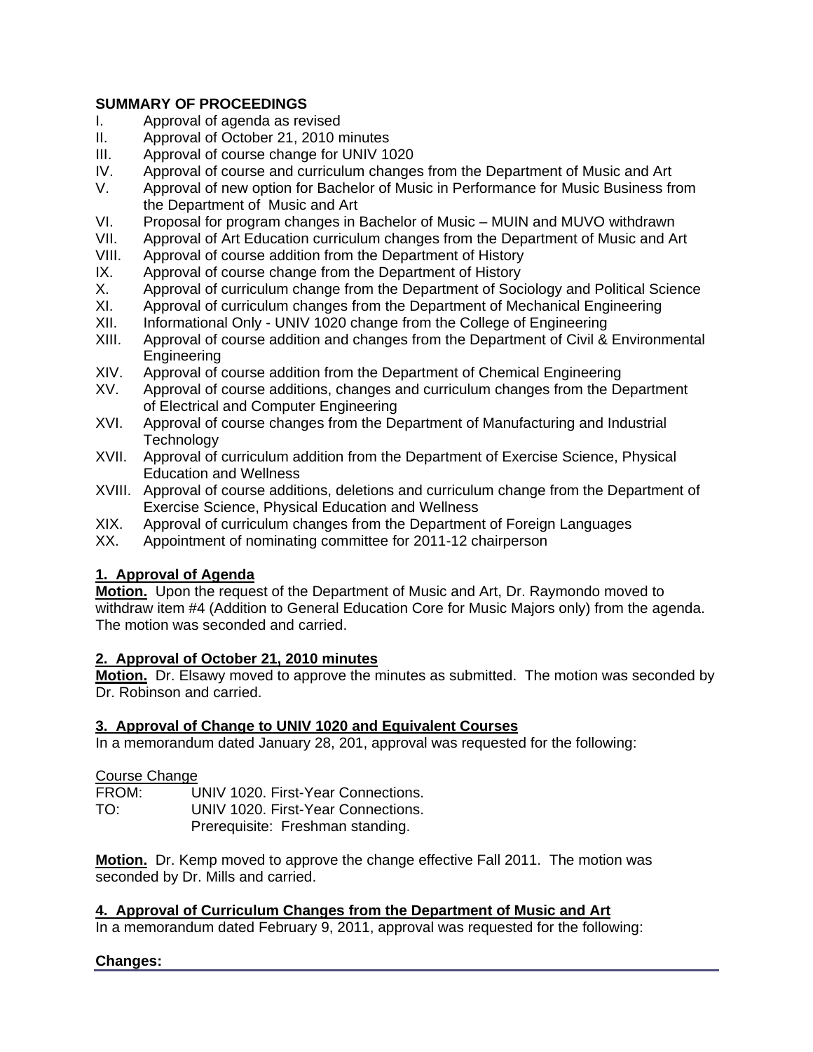**SUMMARY OF PROCEEDINGS**

I. Approval of agenda as revised
II. Approval of October 21, 2010 minutes
III. Approval of course change for UNIV 1020
IV. Approval of course and curriculum changes from the Department of Music and Art
V. Approval of new option for Bachelor of Music in Performance for Music Business from the Department of Music and Art
VI. Proposal for program changes in Bachelor of Music – MUIN and MUVO withdrawn
VII. Approval of Art Education curriculum changes from the Department of Music and Art
VIII. Approval of course addition from the Department of History
IX. Approval of course change from the Department of History
X. Approval of curriculum change from the Department of Sociology and Political Science
XI. Approval of curriculum changes from the Department of Mechanical Engineering
XII. Informational Only - UNIV 1020 change from the College of Engineering
XIII. Approval of course addition and changes from the Department of Civil & Environmental Engineering
XIV. Approval of course addition from the Department of Chemical Engineering
XV. Approval of course additions, changes and curriculum changes from the Department of Electrical and Computer Engineering
XVI. Approval of course changes from the Department of Manufacturing and Industrial Technology
XVII. Approval of curriculum addition from the Department of Exercise Science, Physical Education and Wellness
XVIII. Approval of course additions, deletions and curriculum change from the Department of Exercise Science, Physical Education and Wellness
XIX. Approval of curriculum changes from the Department of Foreign Languages
XX. Appointment of nominating committee for 2011-12 chairperson

**1. Approval of Agenda**

**Motion.** Upon the request of the Department of Music and Art, Dr. Raymondo moved to withdraw item #4 (Addition to General Education Core for Music Majors only) from the agenda. The motion was seconded and carried.

**2. Approval of October 21, 2010 minutes**

**Motion.** Dr. Elsawy moved to approve the minutes as submitted. The motion was seconded by Dr. Robinson and carried.

**3. Approval of Change to UNIV 1020 and Equivalent Courses**

In a memorandum dated January 28, 201, approval was requested for the following:

Course Change

FROM: UNIV 1020. First-Year Connections.
TO: UNIV 1020. First-Year Connections.
Prerequisite: Freshman standing.

**Motion.** Dr. Kemp moved to approve the change effective Fall 2011. The motion was seconded by Dr. Mills and carried.

**4. Approval of Curriculum Changes from the Department of Music and Art**

In a memorandum dated February 9, 2011, approval was requested for the following:

**Changes:**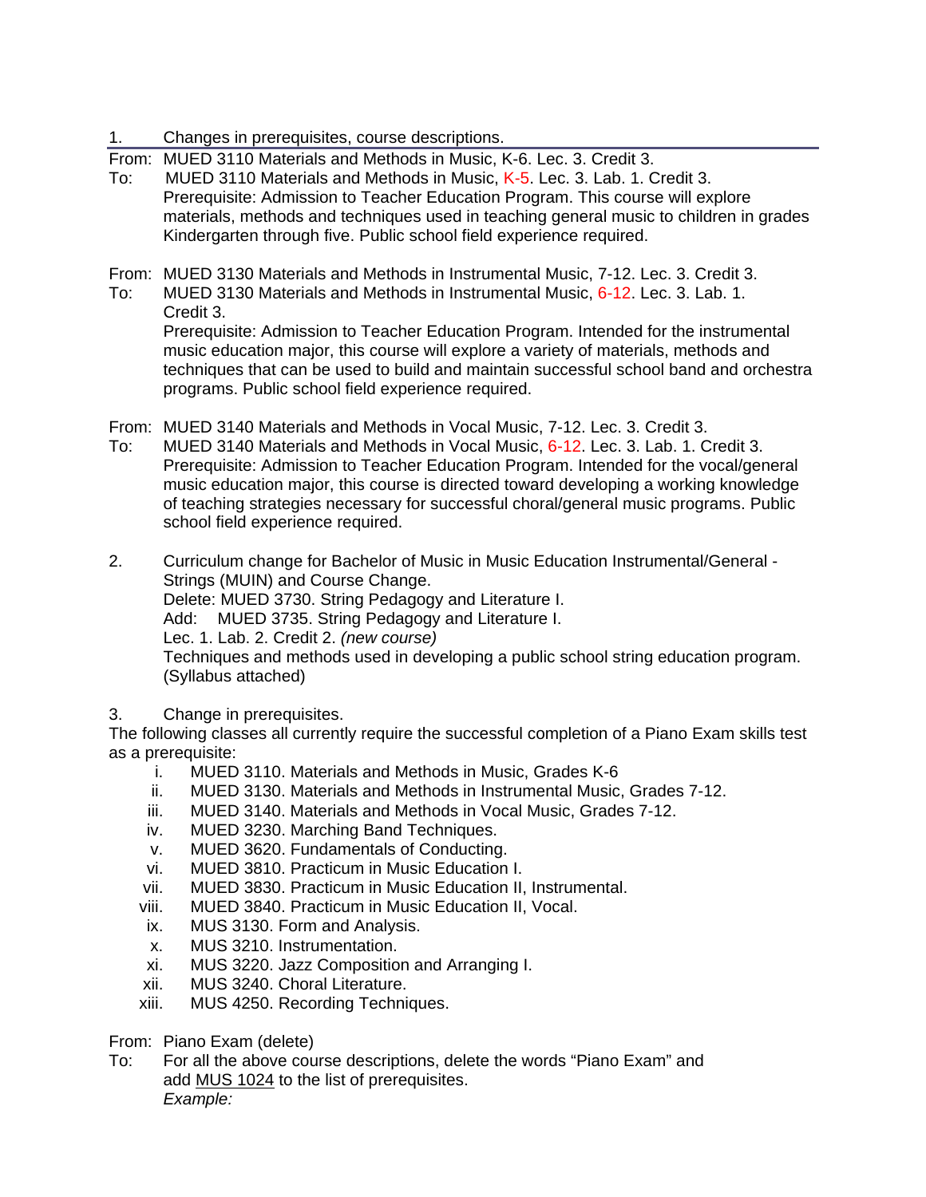1. Changes in prerequisites, course descriptions.

From: MUED 3110 Materials and Methods in Music, K-6. Lec. 3. Credit 3.

To: MUED 3110 Materials and Methods in Music, K-5. Lec. 3. Lab. 1. Credit 3. Prerequisite: Admission to Teacher Education Program. This course will explore materials, methods and techniques used in teaching general music to children in grades Kindergarten through five. Public school field experience required.

From: MUED 3130 Materials and Methods in Instrumental Music, 7-12. Lec. 3. Credit 3.

To: MUED 3130 Materials and Methods in Instrumental Music, 6-12. Lec. 3. Lab. 1. Credit 3.
Prerequisite: Admission to Teacher Education Program. Intended for the instrumental music education major, this course will explore a variety of materials, methods and techniques that can be used to build and maintain successful school band and orchestra programs. Public school field experience required.

From: MUED 3140 Materials and Methods in Vocal Music, 7-12. Lec. 3. Credit 3.

To: MUED 3140 Materials and Methods in Vocal Music, 6-12. Lec. 3. Lab. 1. Credit 3. Prerequisite: Admission to Teacher Education Program. Intended for the vocal/general music education major, this course is directed toward developing a working knowledge of teaching strategies necessary for successful choral/general music programs. Public school field experience required.

2. Curriculum change for Bachelor of Music in Music Education Instrumental/General - Strings (MUIN) and Course Change.
Delete: MUED 3730. String Pedagogy and Literature I.
Add: MUED 3735. String Pedagogy and Literature I.
Lec. 1. Lab. 2. Credit 2. *(new course)*
Techniques and methods used in developing a public school string education program. (Syllabus attached)

3. Change in prerequisites.

The following classes all currently require the successful completion of a Piano Exam skills test as a prerequisite:

i. MUED 3110. Materials and Methods in Music, Grades K-6
ii. MUED 3130. Materials and Methods in Instrumental Music, Grades 7-12.
iii. MUED 3140. Materials and Methods in Vocal Music, Grades 7-12.
iv. MUED 3230. Marching Band Techniques.
v. MUED 3620. Fundamentals of Conducting.
vi. MUED 3810. Practicum in Music Education I.
vii. MUED 3830. Practicum in Music Education II, Instrumental.
viii. MUED 3840. Practicum in Music Education II, Vocal.
ix. MUS 3130. Form and Analysis.
x. MUS 3210. Instrumentation.
xi. MUS 3220. Jazz Composition and Arranging I.
xii. MUS 3240. Choral Literature.
xiii. MUS 4250. Recording Techniques.

From: Piano Exam (delete)

To: For all the above course descriptions, delete the words "Piano Exam" and add MUS 1024 to the list of prerequisites.
*Example:*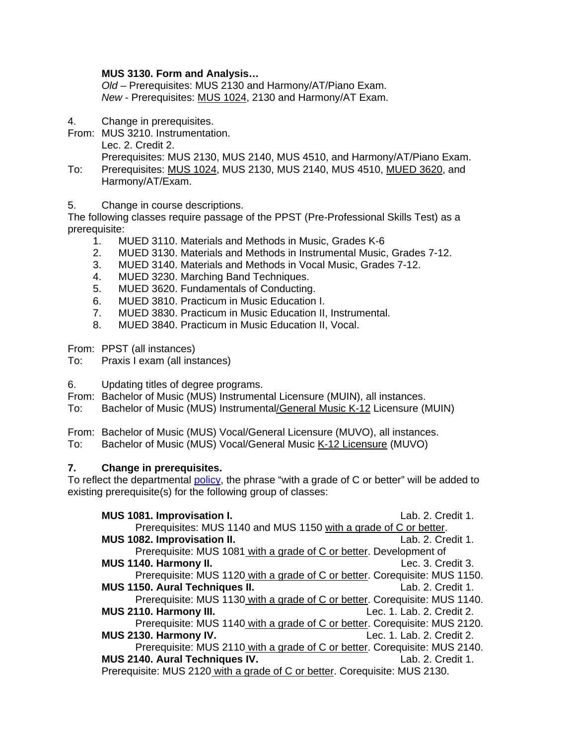**MUS 3130. Form and Analysis…**
*Old* – Prerequisites: MUS 2130 and Harmony/AT/Piano Exam.
*New* - Prerequisites: <u>MUS 1024</u>, 2130 and Harmony/AT Exam.

4. Change in prerequisites.

From: MUS 3210. Instrumentation.
Lec. 2. Credit 2.
Prerequisites: MUS 2130, MUS 2140, MUS 4510, and Harmony/AT/Piano Exam.

To: Prerequisites: <u>MUS 1024</u>, MUS 2130, MUS 2140, MUS 4510, <u>MUED 3620</u>, and Harmony/AT/Exam.

5. Change in course descriptions.

The following classes require passage of the PPST (Pre-Professional Skills Test) as a prerequisite:

1. MUED 3110. Materials and Methods in Music, Grades K-6
2. MUED 3130. Materials and Methods in Instrumental Music, Grades 7-12.
3. MUED 3140. Materials and Methods in Vocal Music, Grades 7-12.
4. MUED 3230. Marching Band Techniques.
5. MUED 3620. Fundamentals of Conducting.
6. MUED 3810. Practicum in Music Education I.
7. MUED 3830. Practicum in Music Education II, Instrumental.
8. MUED 3840. Practicum in Music Education II, Vocal.

From: PPST (all instances)
To: Praxis I exam (all instances)

6. Updating titles of degree programs.

From: Bachelor of Music (MUS) Instrumental Licensure (MUIN), all instances.
To: Bachelor of Music (MUS) Instrumental<u>/General Music K-12</u> Licensure (MUIN)

From: Bachelor of Music (MUS) Vocal/General Licensure (MUVO), all instances.
To: Bachelor of Music (MUS) Vocal/General Music <u>K-12 Licensure</u> (MUVO)

**7. Change in prerequisites.**

To reflect the departmental policy, the phrase "with a grade of C or better" will be added to existing prerequisite(s) for the following group of classes:

**MUS 1081. Improvisation I.** Lab. 2. Credit 1.
Prerequisites: MUS 1140 and MUS 1150 <u>with a grade of C or better</u>.

**MUS 1082. Improvisation II.** Lab. 2. Credit 1.
Prerequisite: MUS 1081 <u>with a grade of C or better</u>. Development of

**MUS 1140. Harmony II.** Lec. 3. Credit 3.
Prerequisite: MUS 1120 <u>with a grade of C or better</u>. Corequisite: MUS 1150.

**MUS 1150. Aural Techniques II.** Lab. 2. Credit 1.
Prerequisite: MUS 1130 <u>with a grade of C or better</u>. Corequisite: MUS 1140.

**MUS 2110. Harmony III.** Lec. 1. Lab. 2. Credit 2.
Prerequisite: MUS 1140 <u>with a grade of C or better</u>. Corequisite: MUS 2120.

**MUS 2130. Harmony IV.** Lec. 1. Lab. 2. Credit 2.
Prerequisite: MUS 2110 <u>with a grade of C or better</u>. Corequisite: MUS 2140.

**MUS 2140. Aural Techniques IV.** Lab. 2. Credit 1.
Prerequisite: MUS 2120 <u>with a grade of C or better</u>. Corequisite: MUS 2130.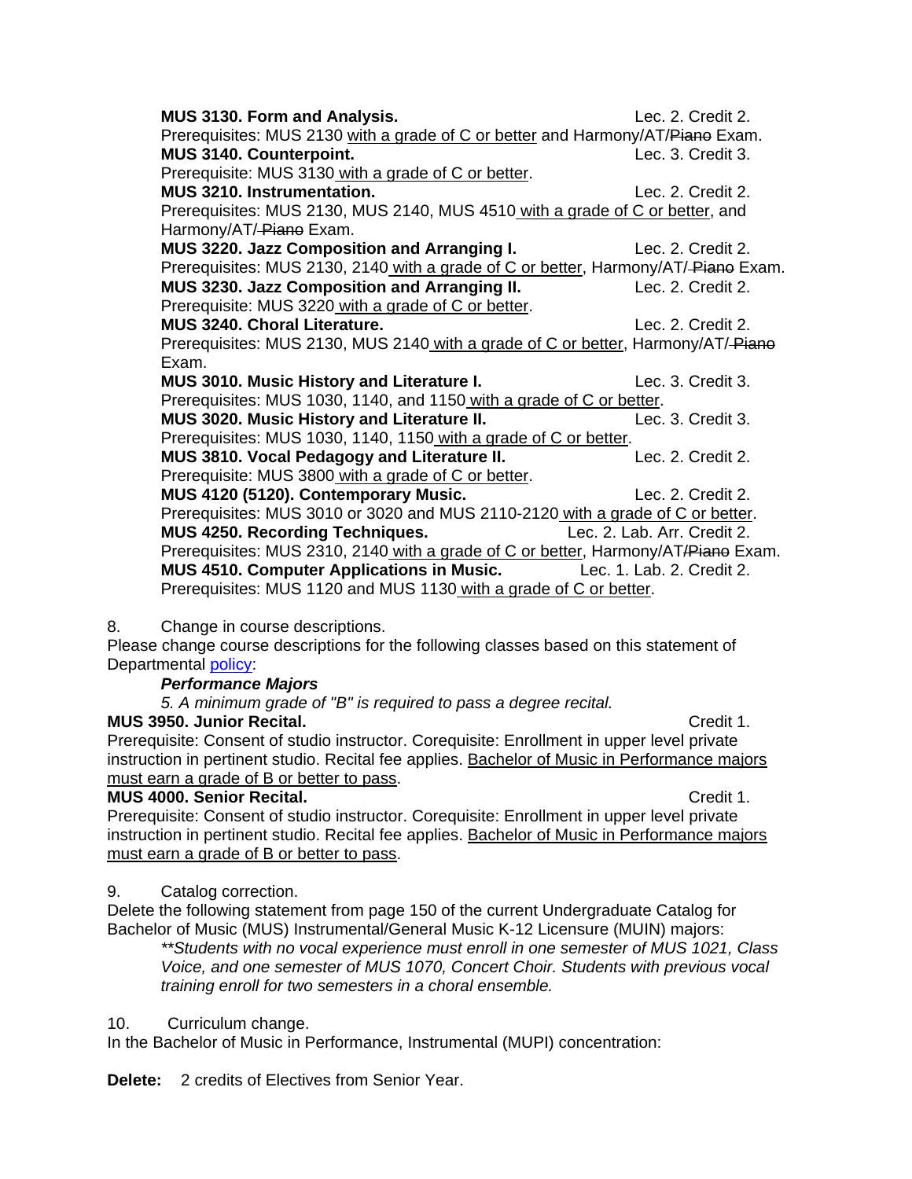**MUS 3130. Form and Analysis.** Lec. 2. Credit 2.
Prerequisites: MUS 2130 <u>with a grade of C or better</u> and Harmony/AT/~~Piano~~ Exam.
**MUS 3140. Counterpoint.** Lec. 3. Credit 3.
Prerequisite: MUS 3130 <u>with a grade of C or better</u>.
**MUS 3210. Instrumentation.** Lec. 2. Credit 2.
Prerequisites: MUS 2130, MUS 2140, MUS 4510 <u>with a grade of C or better</u>, and Harmony/AT/~~Piano~~ Exam.
**MUS 3220. Jazz Composition and Arranging I.** Lec. 2. Credit 2.
Prerequisites: MUS 2130, 2140 <u>with a grade of C or better</u>, Harmony/AT/~~Piano~~ Exam.
**MUS 3230. Jazz Composition and Arranging II.** Lec. 2. Credit 2.
Prerequisite: MUS 3220 <u>with a grade of C or better</u>.
**MUS 3240. Choral Literature.** Lec. 2. Credit 2.
Prerequisites: MUS 2130, MUS 2140 <u>with a grade of C or better</u>, Harmony/AT/~~Piano~~ Exam.
**MUS 3010. Music History and Literature I.** Lec. 3. Credit 3.
Prerequisites: MUS 1030, 1140, and 1150 <u>with a grade of C or better</u>.
**MUS 3020. Music History and Literature II.** Lec. 3. Credit 3.
Prerequisites: MUS 1030, 1140, 1150 <u>with a grade of C or better</u>.
**MUS 3810. Vocal Pedagogy and Literature II.** Lec. 2. Credit 2.
Prerequisite: MUS 3800 <u>with a grade of C or better</u>.
**MUS 4120 (5120). Contemporary Music.** Lec. 2. Credit 2.
Prerequisites: MUS 3010 or 3020 and MUS 2110-2120 <u>with a grade of C or better</u>.
**MUS 4250. Recording Techniques.** Lec. 2. Lab. Arr. Credit 2.
Prerequisites: MUS 2310, 2140 <u>with a grade of C or better</u>, Harmony/AT/~~Piano~~ Exam.
**MUS 4510. Computer Applications in Music.** Lec. 1. Lab. 2. Credit 2.
Prerequisites: MUS 1120 and MUS 1130 <u>with a grade of C or better</u>.

8. Change in course descriptions.

Please change course descriptions for the following classes based on this statement of Departmental policy:

***Performance Majors***

*5. A minimum grade of "B" is required to pass a degree recital.*

**MUS 3950. Junior Recital.** Credit 1.
Prerequisite: Consent of studio instructor. Corequisite: Enrollment in upper level private instruction in pertinent studio. Recital fee applies. <u>Bachelor of Music in Performance majors must earn a grade of B or better to pass</u>.

**MUS 4000. Senior Recital.** Credit 1.
Prerequisite: Consent of studio instructor. Corequisite: Enrollment in upper level private instruction in pertinent studio. Recital fee applies. <u>Bachelor of Music in Performance majors must earn a grade of B or better to pass</u>.

9. Catalog correction.

Delete the following statement from page 150 of the current Undergraduate Catalog for Bachelor of Music (MUS) Instrumental/General Music K-12 Licensure (MUIN) majors:

*\*\*Students with no vocal experience must enroll in one semester of MUS 1021, Class Voice, and one semester of MUS 1070, Concert Choir. Students with previous vocal training enroll for two semesters in a choral ensemble.*

10. Curriculum change.

In the Bachelor of Music in Performance, Instrumental (MUPI) concentration:

**Delete:** 2 credits of Electives from Senior Year.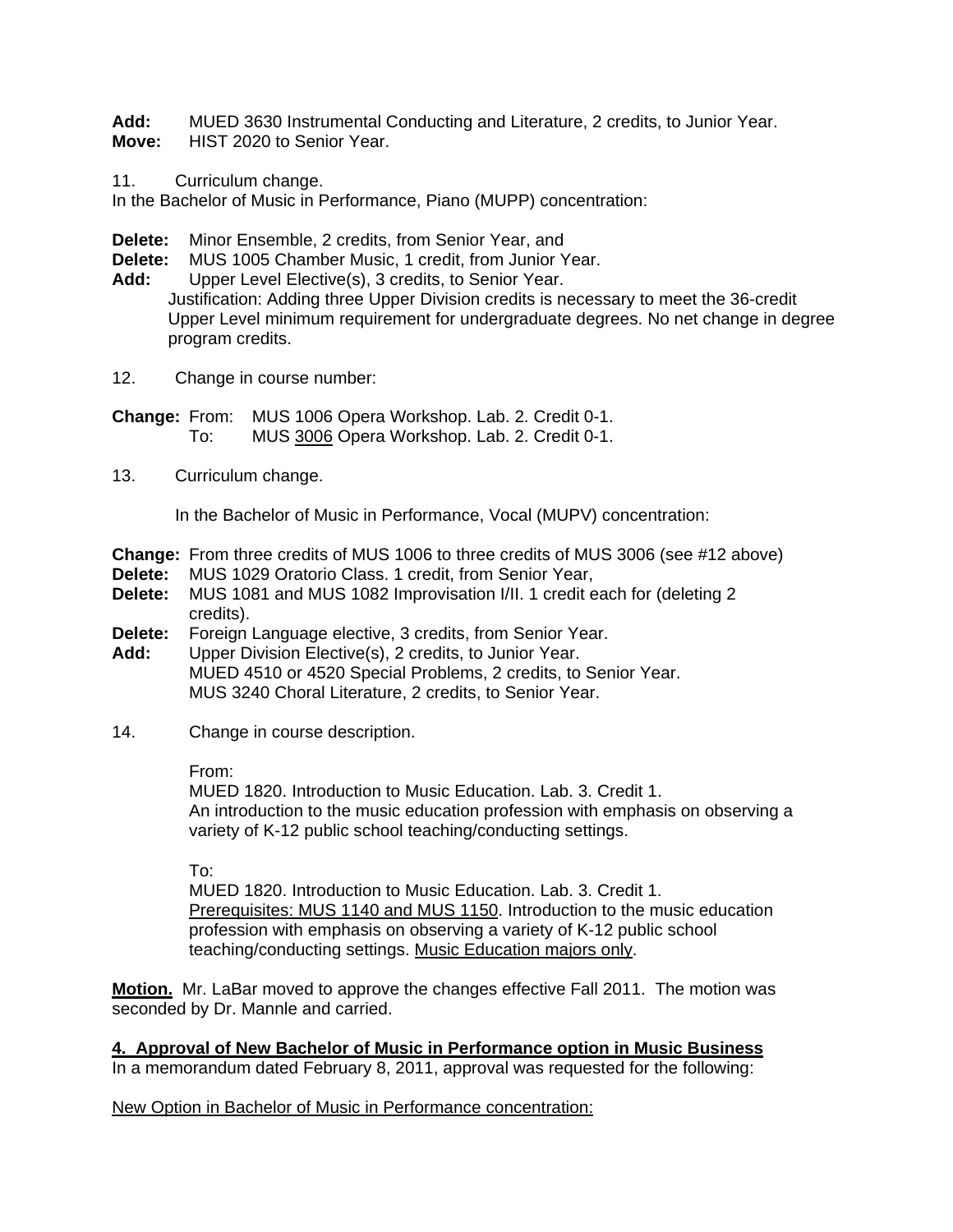**Add:** MUED 3630 Instrumental Conducting and Literature, 2 credits, to Junior Year.
**Move:** HIST 2020 to Senior Year.

11. Curriculum change.
In the Bachelor of Music in Performance, Piano (MUPP) concentration:

**Delete:** Minor Ensemble, 2 credits, from Senior Year, and
**Delete:** MUS 1005 Chamber Music, 1 credit, from Junior Year.
**Add:** Upper Level Elective(s), 3 credits, to Senior Year.
Justification: Adding three Upper Division credits is necessary to meet the 36-credit Upper Level minimum requirement for undergraduate degrees. No net change in degree program credits.

12. Change in course number:

**Change:** From: MUS 1006 Opera Workshop. Lab. 2. Credit 0-1.
To: MUS <u>3006</u> Opera Workshop. Lab. 2. Credit 0-1.

13. Curriculum change.

In the Bachelor of Music in Performance, Vocal (MUPV) concentration:

**Change:** From three credits of MUS 1006 to three credits of MUS 3006 (see #12 above)
**Delete:** MUS 1029 Oratorio Class. 1 credit, from Senior Year,
**Delete:** MUS 1081 and MUS 1082 Improvisation I/II. 1 credit each for (deleting 2 credits).
**Delete:** Foreign Language elective, 3 credits, from Senior Year.
**Add:** Upper Division Elective(s), 2 credits, to Junior Year.
MUED 4510 or 4520 Special Problems, 2 credits, to Senior Year.
MUS 3240 Choral Literature, 2 credits, to Senior Year.

14. Change in course description.

From:
MUED 1820. Introduction to Music Education. Lab. 3. Credit 1.
An introduction to the music education profession with emphasis on observing a variety of K-12 public school teaching/conducting settings.

To:
MUED 1820. Introduction to Music Education. Lab. 3. Credit 1.
<u>Prerequisites: MUS 1140 and MUS 1150</u>. Introduction to the music education profession with emphasis on observing a variety of K-12 public school teaching/conducting settings. <u>Music Education majors only</u>.

**<u>Motion.</u>** Mr. LaBar moved to approve the changes effective Fall 2011. The motion was seconded by Dr. Mannle and carried.

**<u>4. Approval of New Bachelor of Music in Performance option in Music Business</u>**
In a memorandum dated February 8, 2011, approval was requested for the following:

<u>New Option in Bachelor of Music in Performance concentration:</u>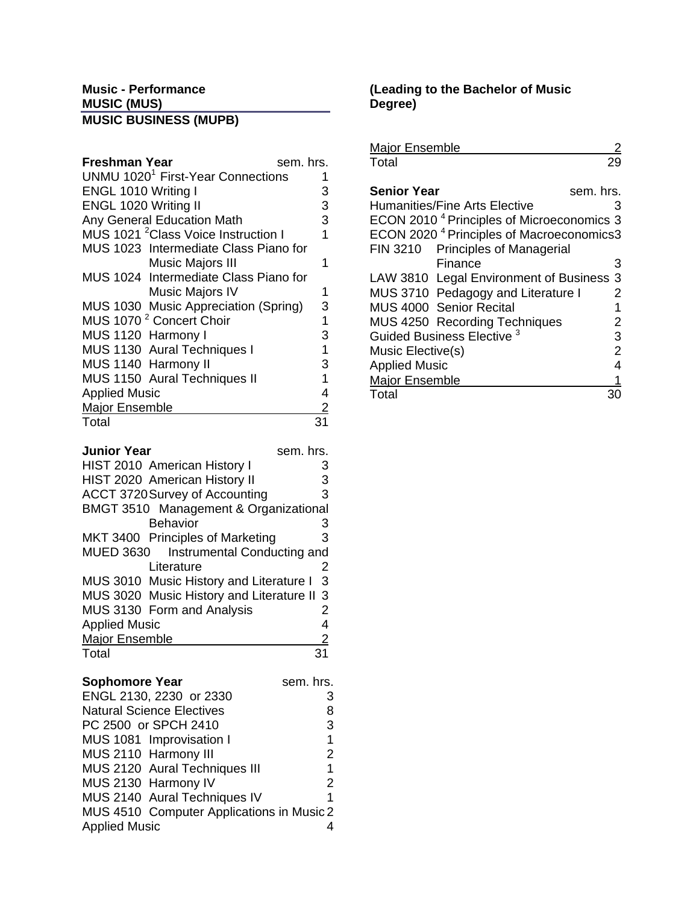**Music - Performance**
**MUSIC (MUS)**
**MUSIC BUSINESS (MUPB)**

**(Leading to the Bachelor of Music Degree)**

| Freshman Year | sem. hrs. |
|---|---|
| UNMU 1020[1] First-Year Connections | 1 |
| ENGL 1010 Writing I | 3 |
| ENGL 1020 Writing II | 3 |
| Any General Education Math | 3 |
| MUS 1021 [2]Class Voice Instruction I | 1 |
| MUS 1023 Intermediate Class Piano for Music Majors III | 1 |
| MUS 1024 Intermediate Class Piano for Music Majors IV | 1 |
| MUS 1030 Music Appreciation (Spring) | 3 |
| MUS 1070 [2] Concert Choir | 1 |
| MUS 1120 Harmony I | 3 |
| MUS 1130 Aural Techniques I | 1 |
| MUS 1140 Harmony II | 3 |
| MUS 1150 Aural Techniques II | 1 |
| Applied Music | 4 |
| Major Ensemble | 2 |
| Total | 31 |

| Junior Year | sem. hrs. |
|---|---|
| HIST 2010 American History I | 3 |
| HIST 2020 American History II | 3 |
| ACCT 3720 Survey of Accounting | 3 |
| BMGT 3510 Management & Organizational Behavior | 3 |
| MKT 3400 Principles of Marketing | 3 |
| MUED 3630 Instrumental Conducting and Literature | 2 |
| MUS 3010 Music History and Literature I | 3 |
| MUS 3020 Music History and Literature II | 3 |
| MUS 3130 Form and Analysis | 2 |
| Applied Music | 4 |
| Major Ensemble | 2 |
| Total | 31 |

| Sophomore Year | sem. hrs. |
|---|---|
| ENGL 2130, 2230 or 2330 | 3 |
| Natural Science Electives | 8 |
| PC 2500 or SPCH 2410 | 3 |
| MUS 1081 Improvisation I | 1 |
| MUS 2110 Harmony III | 2 |
| MUS 2120 Aural Techniques III | 1 |
| MUS 2130 Harmony IV | 2 |
| MUS 2140 Aural Techniques IV | 1 |
| MUS 4510 Computer Applications in Music | 2 |
| Applied Music | 4 |
| Major Ensemble | 2 |
| Total | 29 |

| Senior Year | sem. hrs. |
|---|---|
| Humanities/Fine Arts Elective | 3 |
| ECON 2010 [4] Principles of Microeconomics | 3 |
| ECON 2020 [4] Principles of Macroeconomics | 3 |
| FIN 3210 Principles of Managerial Finance | 3 |
| LAW 3810 Legal Environment of Business | 3 |
| MUS 3710 Pedagogy and Literature I | 2 |
| MUS 4000 Senior Recital | 1 |
| MUS 4250 Recording Techniques | 2 |
| Guided Business Elective [3] | 3 |
| Music Elective(s) | 2 |
| Applied Music | 4 |
| Major Ensemble | 1 |
| Total | 30 |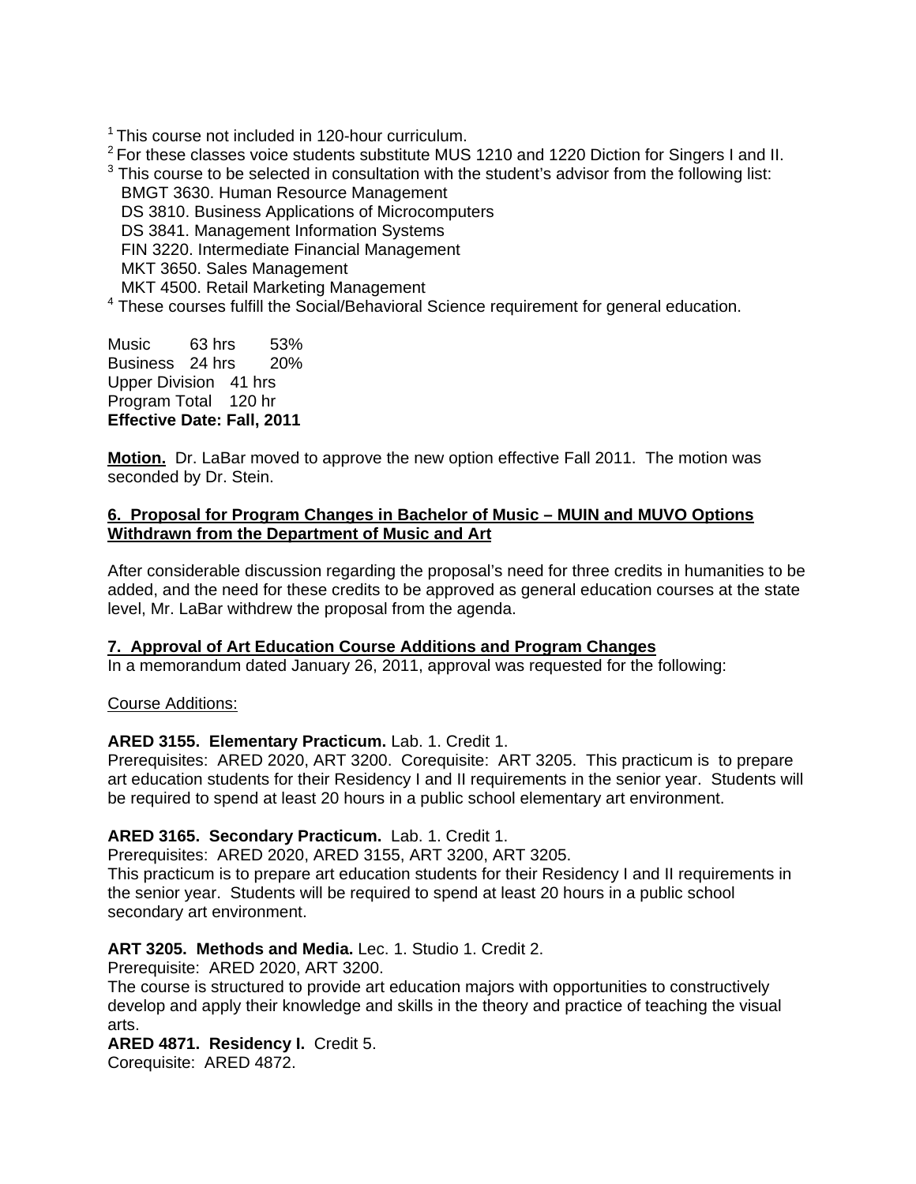[1] This course not included in 120-hour curriculum.
[2] For these classes voice students substitute MUS 1210 and 1220 Diction for Singers I and II.
[3] This course to be selected in consultation with the student's advisor from the following list:
BMGT 3630. Human Resource Management
DS 3810. Business Applications of Microcomputers
DS 3841. Management Information Systems
FIN 3220. Intermediate Financial Management
MKT 3650. Sales Management
MKT 4500. Retail Marketing Management
[4] These courses fulfill the Social/Behavioral Science requirement for general education.

Music 63 hrs 53%
Business 24 hrs 20%
Upper Division 41 hrs
Program Total 120 hr
**Effective Date: Fall, 2011**

**Motion.** Dr. LaBar moved to approve the new option effective Fall 2011. The motion was seconded by Dr. Stein.

## 6. Proposal for Program Changes in Bachelor of Music – MUIN and MUVO Options Withdrawn from the Department of Music and Art

After considerable discussion regarding the proposal's need for three credits in humanities to be added, and the need for these credits to be approved as general education courses at the state level, Mr. LaBar withdrew the proposal from the agenda.

## 7. Approval of Art Education Course Additions and Program Changes

In a memorandum dated January 26, 2011, approval was requested for the following:

Course Additions:

**ARED 3155. Elementary Practicum.** Lab. 1. Credit 1.
Prerequisites: ARED 2020, ART 3200. Corequisite: ART 3205. This practicum is to prepare art education students for their Residency I and II requirements in the senior year. Students will be required to spend at least 20 hours in a public school elementary art environment.

**ARED 3165. Secondary Practicum.** Lab. 1. Credit 1.
Prerequisites: ARED 2020, ARED 3155, ART 3200, ART 3205.
This practicum is to prepare art education students for their Residency I and II requirements in the senior year. Students will be required to spend at least 20 hours in a public school secondary art environment.

**ART 3205. Methods and Media.** Lec. 1. Studio 1. Credit 2.
Prerequisite: ARED 2020, ART 3200.
The course is structured to provide art education majors with opportunities to constructively develop and apply their knowledge and skills in the theory and practice of teaching the visual arts.

**ARED 4871. Residency I.** Credit 5.
Corequisite: ARED 4872.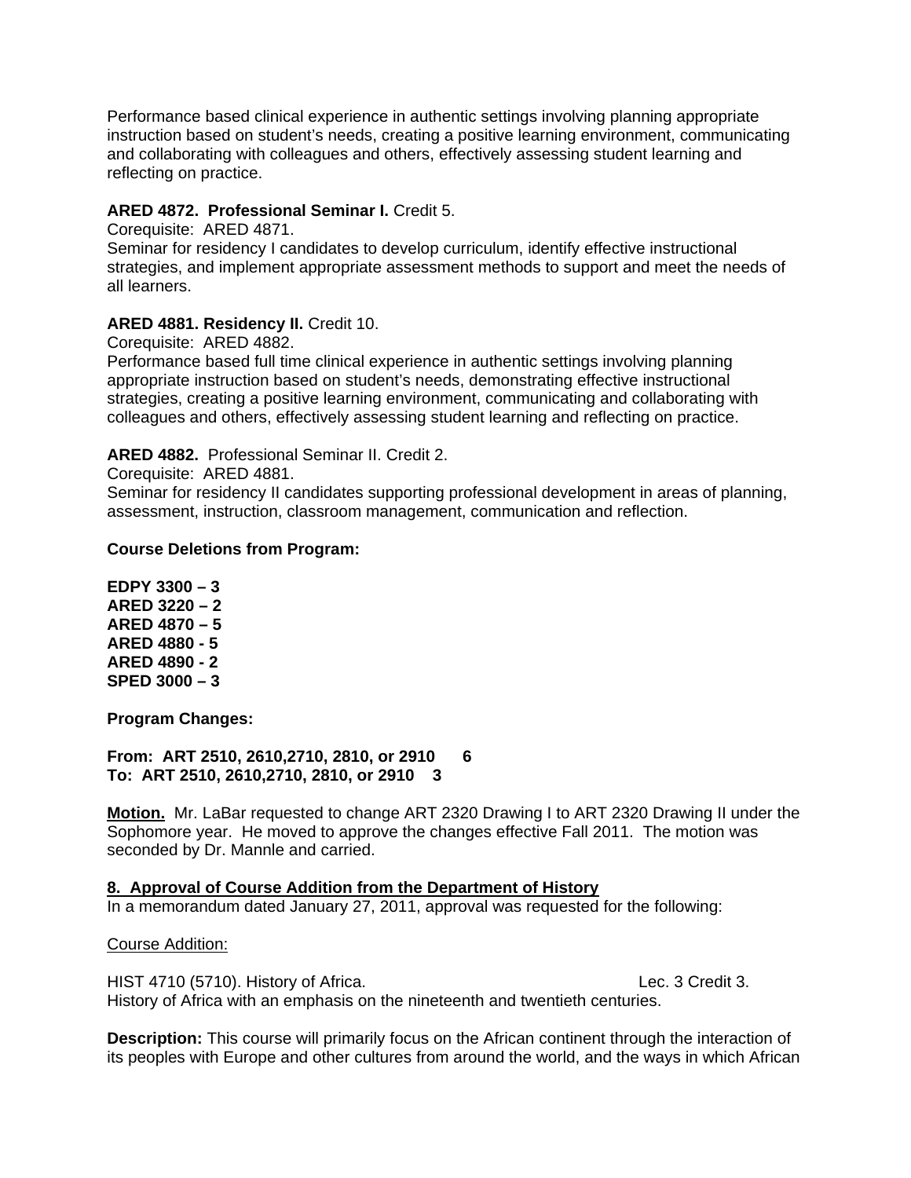Performance based clinical experience in authentic settings involving planning appropriate instruction based on student's needs, creating a positive learning environment, communicating and collaborating with colleagues and others, effectively assessing student learning and reflecting on practice.

**ARED 4872. Professional Seminar I.** Credit 5.
Corequisite: ARED 4871.
Seminar for residency I candidates to develop curriculum, identify effective instructional strategies, and implement appropriate assessment methods to support and meet the needs of all learners.

**ARED 4881. Residency II.** Credit 10.
Corequisite: ARED 4882.
Performance based full time clinical experience in authentic settings involving planning appropriate instruction based on student's needs, demonstrating effective instructional strategies, creating a positive learning environment, communicating and collaborating with colleagues and others, effectively assessing student learning and reflecting on practice.

**ARED 4882.** Professional Seminar II. Credit 2.
Corequisite: ARED 4881.
Seminar for residency II candidates supporting professional development in areas of planning, assessment, instruction, classroom management, communication and reflection.

**Course Deletions from Program:**

**EDPY 3300 – 3**
**ARED 3220 – 2**
**ARED 4870 – 5**
**ARED 4880 - 5**
**ARED 4890 - 2**
**SPED 3000 – 3**

**Program Changes:**

**From: ART 2510, 2610,2710, 2810, or 2910 6**
**To: ART 2510, 2610,2710, 2810, or 2910 3**

**Motion.** Mr. LaBar requested to change ART 2320 Drawing I to ART 2320 Drawing II under the Sophomore year. He moved to approve the changes effective Fall 2011. The motion was seconded by Dr. Mannle and carried.

**8. Approval of Course Addition from the Department of History**

In a memorandum dated January 27, 2011, approval was requested for the following:

Course Addition:

HIST 4710 (5710). History of Africa. Lec. 3 Credit 3.
History of Africa with an emphasis on the nineteenth and twentieth centuries.

**Description:** This course will primarily focus on the African continent through the interaction of its peoples with Europe and other cultures from around the world, and the ways in which African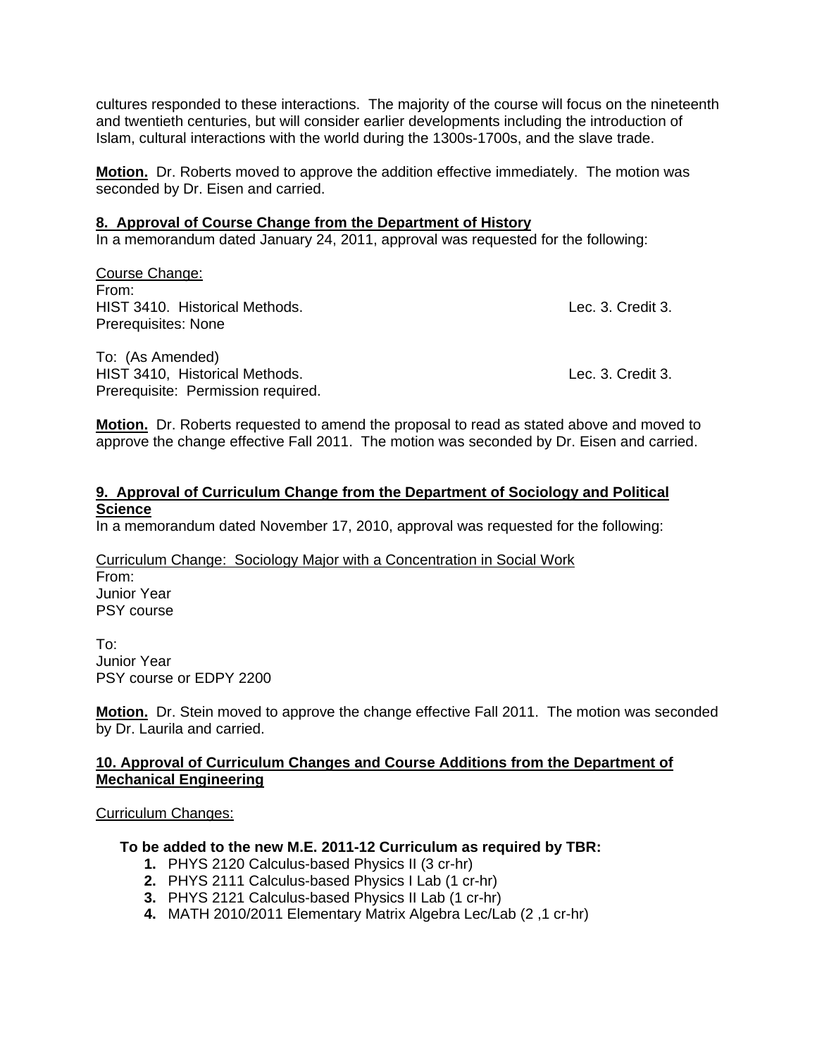cultures responded to these interactions. The majority of the course will focus on the nineteenth and twentieth centuries, but will consider earlier developments including the introduction of Islam, cultural interactions with the world during the 1300s-1700s, and the slave trade.

**Motion.** Dr. Roberts moved to approve the addition effective immediately. The motion was seconded by Dr. Eisen and carried.

**8. Approval of Course Change from the Department of History**

In a memorandum dated January 24, 2011, approval was requested for the following:

Course Change:

From:

HIST 3410. Historical Methods. Lec. 3. Credit 3.

Prerequisites: None

To: (As Amended)

HIST 3410, Historical Methods. Lec. 3. Credit 3.

Prerequisite: Permission required.

**Motion.** Dr. Roberts requested to amend the proposal to read as stated above and moved to approve the change effective Fall 2011. The motion was seconded by Dr. Eisen and carried.

**9. Approval of Curriculum Change from the Department of Sociology and Political Science**

In a memorandum dated November 17, 2010, approval was requested for the following:

Curriculum Change: Sociology Major with a Concentration in Social Work

From:

Junior Year

PSY course

To:

Junior Year

PSY course or EDPY 2200

**Motion.** Dr. Stein moved to approve the change effective Fall 2011. The motion was seconded by Dr. Laurila and carried.

**10. Approval of Curriculum Changes and Course Additions from the Department of Mechanical Engineering**

Curriculum Changes:

**To be added to the new M.E. 2011-12 Curriculum as required by TBR:**

1. PHYS 2120 Calculus-based Physics II (3 cr-hr)
2. PHYS 2111 Calculus-based Physics I Lab (1 cr-hr)
3. PHYS 2121 Calculus-based Physics II Lab (1 cr-hr)
4. MATH 2010/2011 Elementary Matrix Algebra Lec/Lab (2 ,1 cr-hr)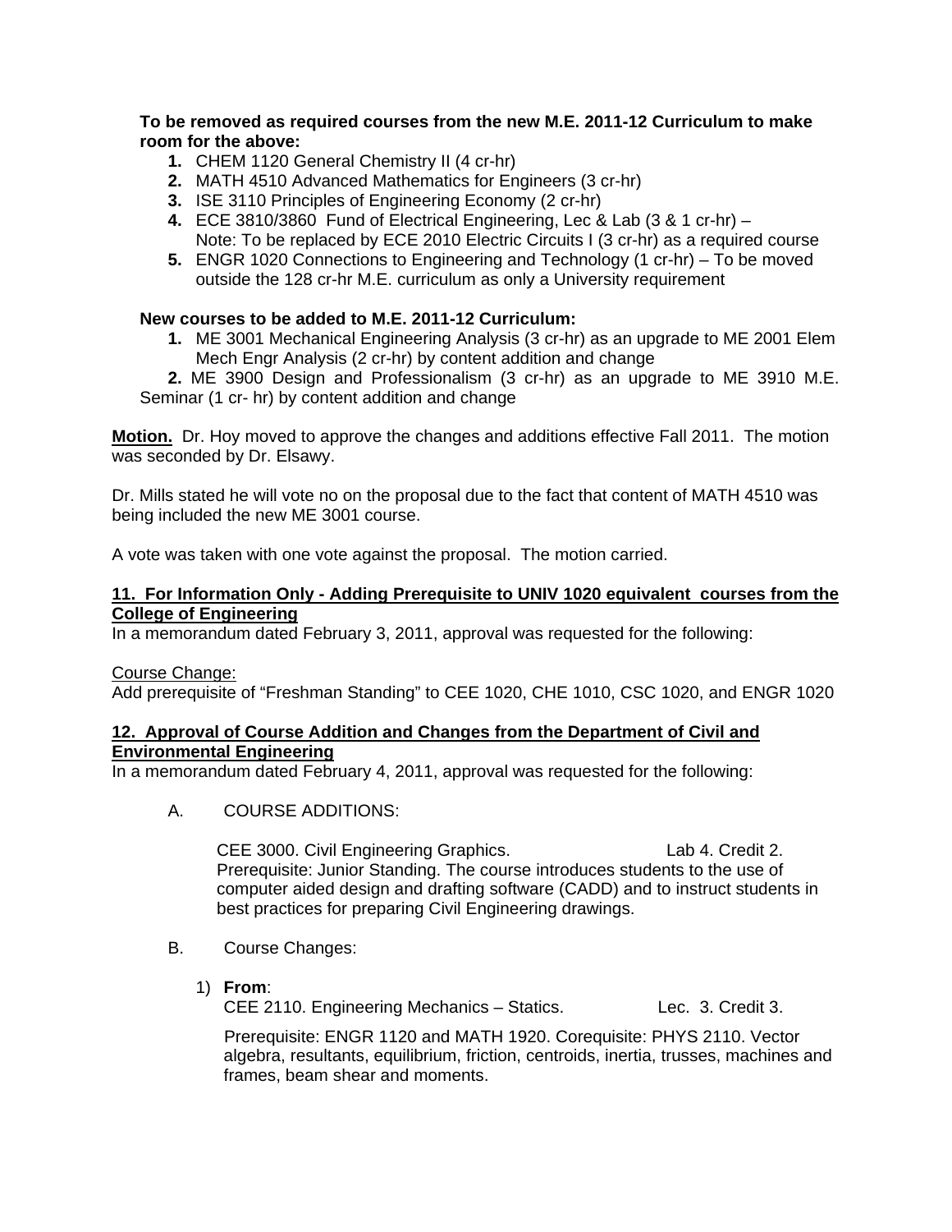**To be removed as required courses from the new M.E. 2011-12 Curriculum to make room for the above:**

1. CHEM 1120 General Chemistry II (4 cr-hr)
2. MATH 4510 Advanced Mathematics for Engineers (3 cr-hr)
3. ISE 3110 Principles of Engineering Economy (2 cr-hr)
4. ECE 3810/3860 Fund of Electrical Engineering, Lec & Lab (3 & 1 cr-hr) – Note: To be replaced by ECE 2010 Electric Circuits I (3 cr-hr) as a required course
5. ENGR 1020 Connections to Engineering and Technology (1 cr-hr) – To be moved outside the 128 cr-hr M.E. curriculum as only a University requirement

**New courses to be added to M.E. 2011-12 Curriculum:**

1. ME 3001 Mechanical Engineering Analysis (3 cr-hr) as an upgrade to ME 2001 Elem Mech Engr Analysis (2 cr-hr) by content addition and change
2. ME 3900 Design and Professionalism (3 cr-hr) as an upgrade to ME 3910 M.E. Seminar (1 cr- hr) by content addition and change

**Motion.** Dr. Hoy moved to approve the changes and additions effective Fall 2011. The motion was seconded by Dr. Elsawy.

Dr. Mills stated he will vote no on the proposal due to the fact that content of MATH 4510 was being included the new ME 3001 course.

A vote was taken with one vote against the proposal. The motion carried.

## 11. For Information Only - Adding Prerequisite to UNIV 1020 equivalent courses from the College of Engineering

In a memorandum dated February 3, 2011, approval was requested for the following:

Course Change:
Add prerequisite of "Freshman Standing" to CEE 1020, CHE 1010, CSC 1020, and ENGR 1020

## 12. Approval of Course Addition and Changes from the Department of Civil and Environmental Engineering

In a memorandum dated February 4, 2011, approval was requested for the following:

A. COURSE ADDITIONS:

CEE 3000. Civil Engineering Graphics. Lab 4. Credit 2.
Prerequisite: Junior Standing. The course introduces students to the use of computer aided design and drafting software (CADD) and to instruct students in best practices for preparing Civil Engineering drawings.

B. Course Changes:

1) **From**:
CEE 2110. Engineering Mechanics – Statics. Lec. 3. Credit 3.

Prerequisite: ENGR 1120 and MATH 1920. Corequisite: PHYS 2110. Vector algebra, resultants, equilibrium, friction, centroids, inertia, trusses, machines and frames, beam shear and moments.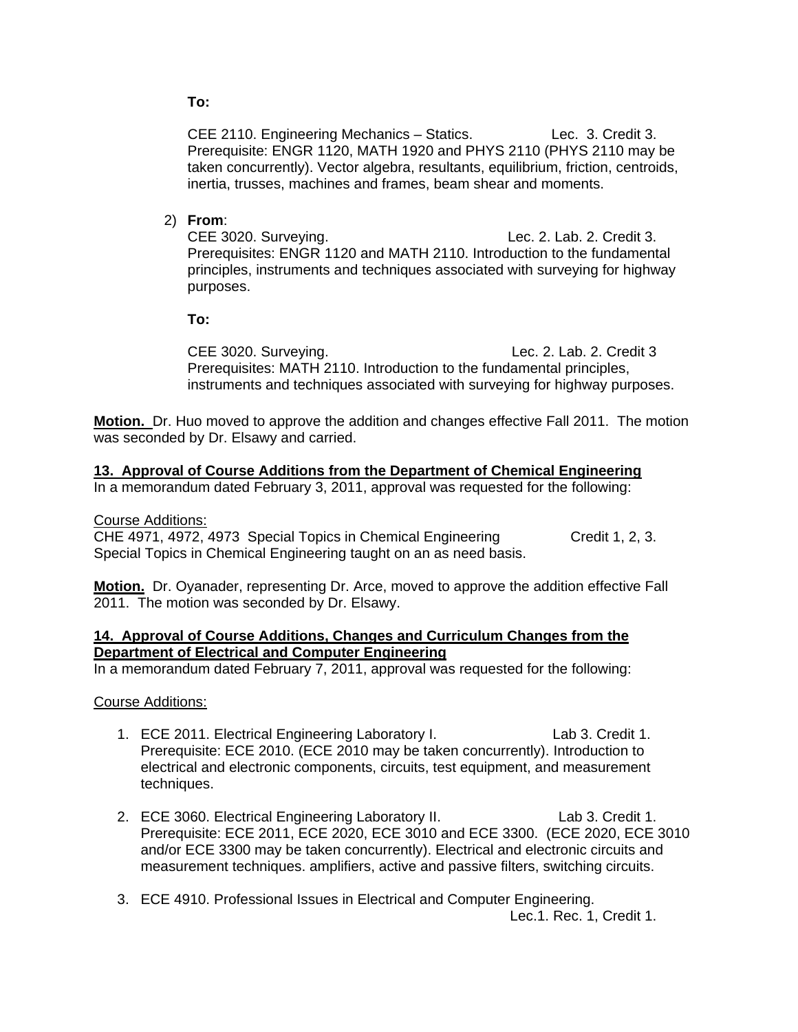**To:**

CEE 2110. Engineering Mechanics – Statics. Lec. 3. Credit 3.
Prerequisite: ENGR 1120, MATH 1920 and PHYS 2110 (PHYS 2110 may be taken concurrently). Vector algebra, resultants, equilibrium, friction, centroids, inertia, trusses, machines and frames, beam shear and moments.

2) **From**:
CEE 3020. Surveying. Lec. 2. Lab. 2. Credit 3.
Prerequisites: ENGR 1120 and MATH 2110. Introduction to the fundamental principles, instruments and techniques associated with surveying for highway purposes.

**To:**

CEE 3020. Surveying. Lec. 2. Lab. 2. Credit 3
Prerequisites: MATH 2110. Introduction to the fundamental principles, instruments and techniques associated with surveying for highway purposes.

**Motion.** Dr. Huo moved to approve the addition and changes effective Fall 2011. The motion was seconded by Dr. Elsawy and carried.

**13. Approval of Course Additions from the Department of Chemical Engineering**
In a memorandum dated February 3, 2011, approval was requested for the following:

Course Additions:
CHE 4971, 4972, 4973 Special Topics in Chemical Engineering Credit 1, 2, 3.
Special Topics in Chemical Engineering taught on an as need basis.

**Motion.** Dr. Oyanader, representing Dr. Arce, moved to approve the addition effective Fall 2011. The motion was seconded by Dr. Elsawy.

**14. Approval of Course Additions, Changes and Curriculum Changes from the Department of Electrical and Computer Engineering**
In a memorandum dated February 7, 2011, approval was requested for the following:

Course Additions:

1. ECE 2011. Electrical Engineering Laboratory I. Lab 3. Credit 1.
   Prerequisite: ECE 2010. (ECE 2010 may be taken concurrently). Introduction to electrical and electronic components, circuits, test equipment, and measurement techniques.

2. ECE 3060. Electrical Engineering Laboratory II. Lab 3. Credit 1.
   Prerequisite: ECE 2011, ECE 2020, ECE 3010 and ECE 3300. (ECE 2020, ECE 3010 and/or ECE 3300 may be taken concurrently). Electrical and electronic circuits and measurement techniques. amplifiers, active and passive filters, switching circuits.

3. ECE 4910. Professional Issues in Electrical and Computer Engineering.
   Lec.1. Rec. 1, Credit 1.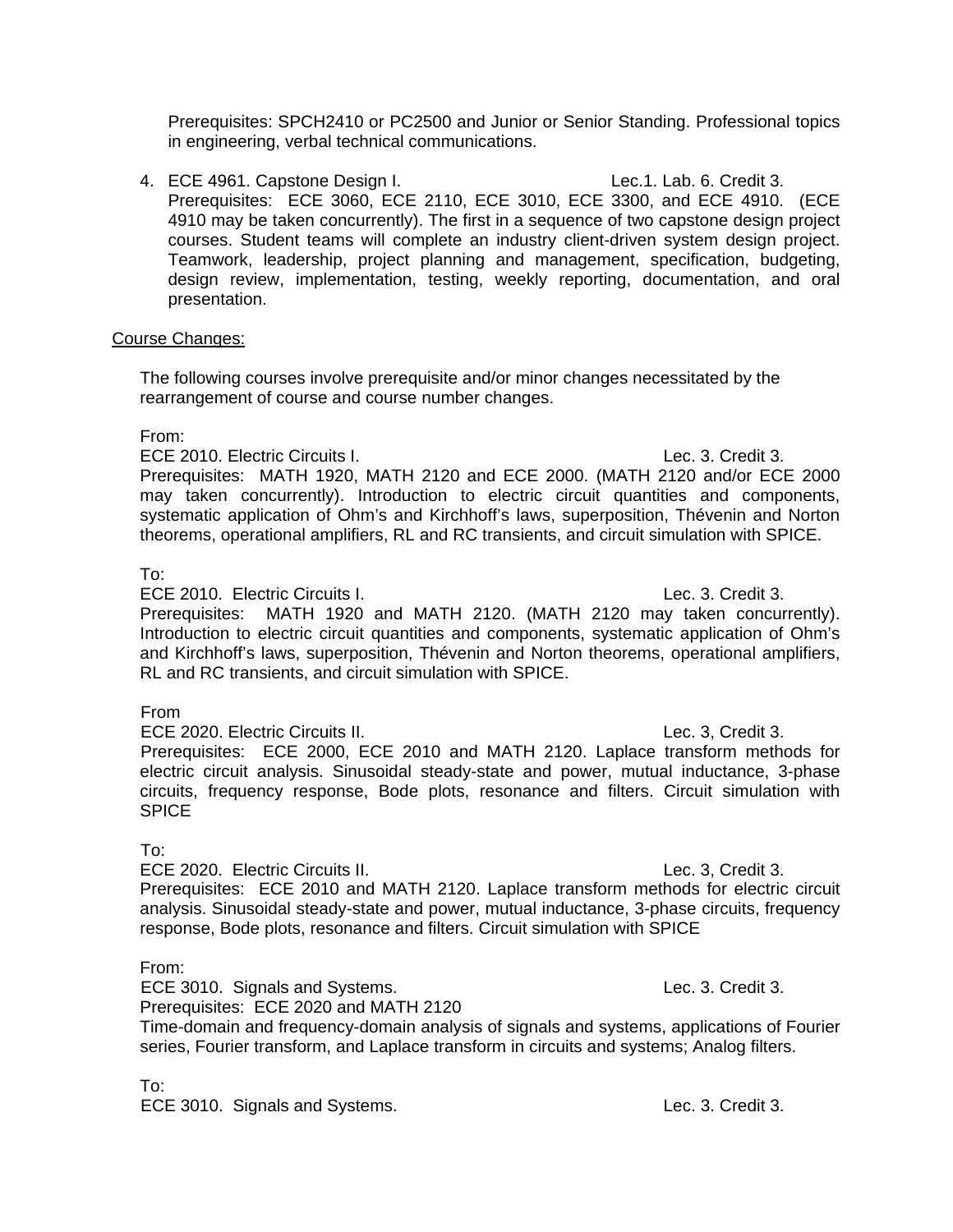Prerequisites: SPCH2410 or PC2500 and Junior or Senior Standing. Professional topics in engineering, verbal technical communications.

4. ECE 4961. Capstone Design I. Lec.1. Lab. 6. Credit 3.
   Prerequisites: ECE 3060, ECE 2110, ECE 3010, ECE 3300, and ECE 4910. (ECE 4910 may be taken concurrently). The first in a sequence of two capstone design project courses. Student teams will complete an industry client-driven system design project. Teamwork, leadership, project planning and management, specification, budgeting, design review, implementation, testing, weekly reporting, documentation, and oral presentation.

<u>Course Changes:</u>

The following courses involve prerequisite and/or minor changes necessitated by the rearrangement of course and course number changes.

From:
ECE 2010. Electric Circuits I. Lec. 3. Credit 3.
Prerequisites: MATH 1920, MATH 2120 and ECE 2000. (MATH 2120 and/or ECE 2000 may taken concurrently). Introduction to electric circuit quantities and components, systematic application of Ohm's and Kirchhoff's laws, superposition, Thévenin and Norton theorems, operational amplifiers, RL and RC transients, and circuit simulation with SPICE.

To:
ECE 2010. Electric Circuits I. Lec. 3. Credit 3.
Prerequisites: MATH 1920 and MATH 2120. (MATH 2120 may taken concurrently). Introduction to electric circuit quantities and components, systematic application of Ohm's and Kirchhoff's laws, superposition, Thévenin and Norton theorems, operational amplifiers, RL and RC transients, and circuit simulation with SPICE.

From
ECE 2020. Electric Circuits II. Lec. 3, Credit 3.
Prerequisites: ECE 2000, ECE 2010 and MATH 2120. Laplace transform methods for electric circuit analysis. Sinusoidal steady-state and power, mutual inductance, 3-phase circuits, frequency response, Bode plots, resonance and filters. Circuit simulation with SPICE

To:
ECE 2020. Electric Circuits II. Lec. 3, Credit 3.
Prerequisites: ECE 2010 and MATH 2120. Laplace transform methods for electric circuit analysis. Sinusoidal steady-state and power, mutual inductance, 3-phase circuits, frequency response, Bode plots, resonance and filters. Circuit simulation with SPICE

From:
ECE 3010. Signals and Systems. Lec. 3. Credit 3.
Prerequisites: ECE 2020 and MATH 2120
Time-domain and frequency-domain analysis of signals and systems, applications of Fourier series, Fourier transform, and Laplace transform in circuits and systems; Analog filters.

To:
ECE 3010. Signals and Systems. Lec. 3. Credit 3.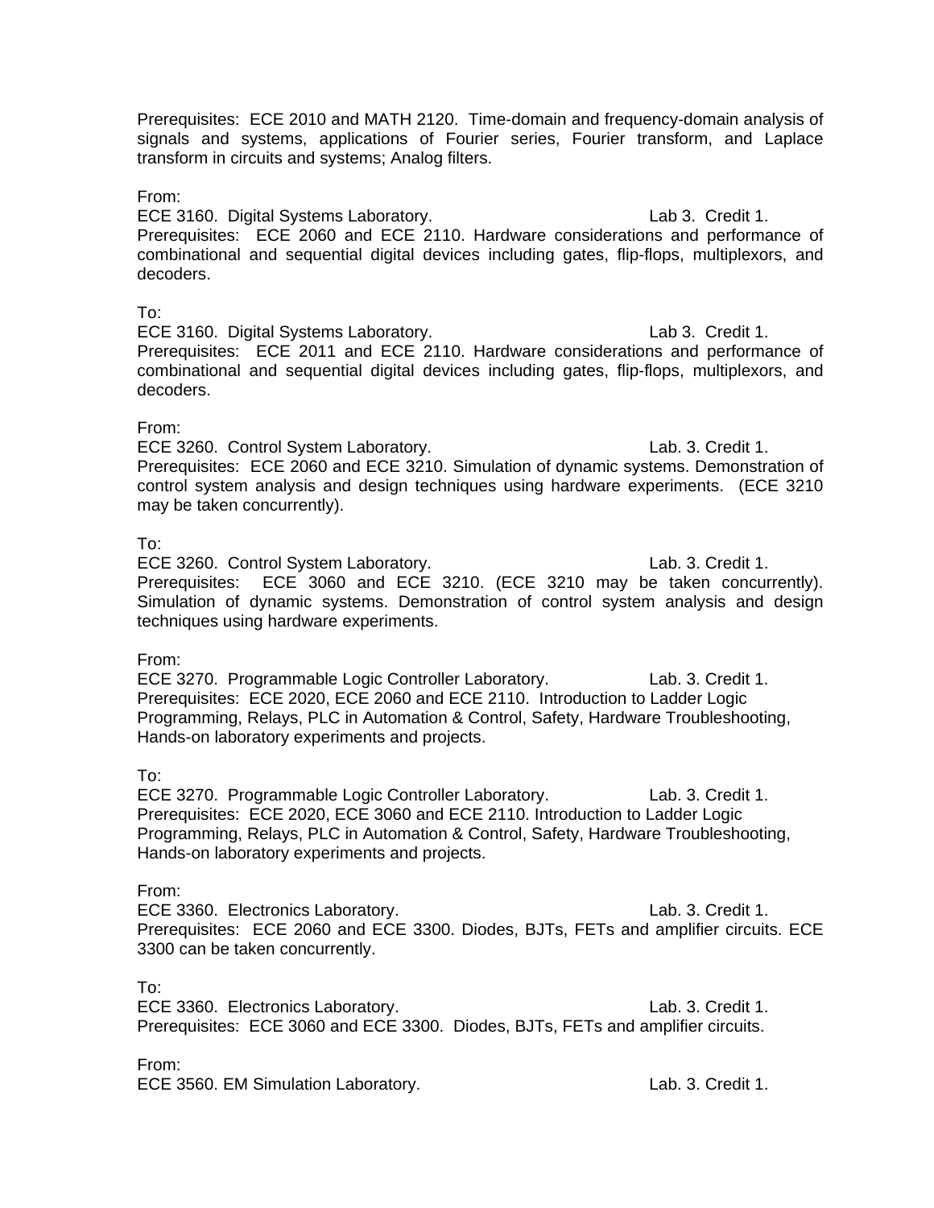Prerequisites: ECE 2010 and MATH 2120. Time-domain and frequency-domain analysis of signals and systems, applications of Fourier series, Fourier transform, and Laplace transform in circuits and systems; Analog filters.

From:
ECE 3160. Digital Systems Laboratory. Lab 3. Credit 1.
Prerequisites: ECE 2060 and ECE 2110. Hardware considerations and performance of combinational and sequential digital devices including gates, flip-flops, multiplexors, and decoders.

To:
ECE 3160. Digital Systems Laboratory. Lab 3. Credit 1.
Prerequisites: ECE 2011 and ECE 2110. Hardware considerations and performance of combinational and sequential digital devices including gates, flip-flops, multiplexors, and decoders.

From:
ECE 3260. Control System Laboratory. Lab. 3. Credit 1.
Prerequisites: ECE 2060 and ECE 3210. Simulation of dynamic systems. Demonstration of control system analysis and design techniques using hardware experiments. (ECE 3210 may be taken concurrently).

To:
ECE 3260. Control System Laboratory. Lab. 3. Credit 1.
Prerequisites: ECE 3060 and ECE 3210. (ECE 3210 may be taken concurrently). Simulation of dynamic systems. Demonstration of control system analysis and design techniques using hardware experiments.

From:
ECE 3270. Programmable Logic Controller Laboratory. Lab. 3. Credit 1.
Prerequisites: ECE 2020, ECE 2060 and ECE 2110. Introduction to Ladder Logic Programming, Relays, PLC in Automation & Control, Safety, Hardware Troubleshooting, Hands-on laboratory experiments and projects.

To:
ECE 3270. Programmable Logic Controller Laboratory. Lab. 3. Credit 1.
Prerequisites: ECE 2020, ECE 3060 and ECE 2110. Introduction to Ladder Logic Programming, Relays, PLC in Automation & Control, Safety, Hardware Troubleshooting, Hands-on laboratory experiments and projects.

From:
ECE 3360. Electronics Laboratory. Lab. 3. Credit 1.
Prerequisites: ECE 2060 and ECE 3300. Diodes, BJTs, FETs and amplifier circuits. ECE 3300 can be taken concurrently.

To:
ECE 3360. Electronics Laboratory. Lab. 3. Credit 1.
Prerequisites: ECE 3060 and ECE 3300. Diodes, BJTs, FETs and amplifier circuits.

From:
ECE 3560. EM Simulation Laboratory. Lab. 3. Credit 1.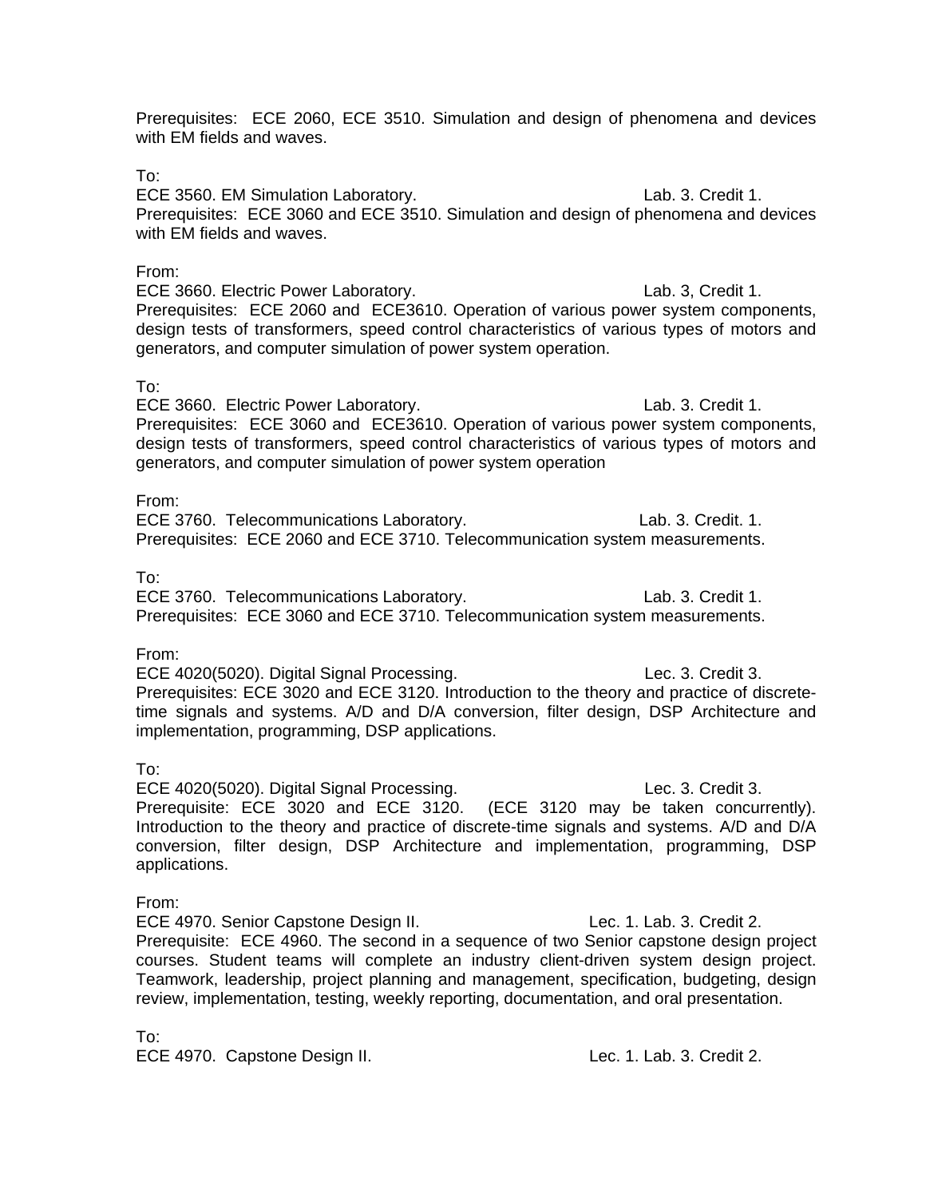Prerequisites: ECE 2060, ECE 3510. Simulation and design of phenomena and devices with EM fields and waves.

To:
ECE 3560. EM Simulation Laboratory. Lab. 3. Credit 1.
Prerequisites: ECE 3060 and ECE 3510. Simulation and design of phenomena and devices with EM fields and waves.

From:
ECE 3660. Electric Power Laboratory. Lab. 3, Credit 1.
Prerequisites: ECE 2060 and ECE3610. Operation of various power system components, design tests of transformers, speed control characteristics of various types of motors and generators, and computer simulation of power system operation.

To:
ECE 3660. Electric Power Laboratory. Lab. 3. Credit 1.
Prerequisites: ECE 3060 and ECE3610. Operation of various power system components, design tests of transformers, speed control characteristics of various types of motors and generators, and computer simulation of power system operation

From:
ECE 3760. Telecommunications Laboratory. Lab. 3. Credit. 1.
Prerequisites: ECE 2060 and ECE 3710. Telecommunication system measurements.

To:
ECE 3760. Telecommunications Laboratory. Lab. 3. Credit 1.
Prerequisites: ECE 3060 and ECE 3710. Telecommunication system measurements.

From:
ECE 4020(5020). Digital Signal Processing. Lec. 3. Credit 3.
Prerequisites: ECE 3020 and ECE 3120. Introduction to the theory and practice of discrete-time signals and systems. A/D and D/A conversion, filter design, DSP Architecture and implementation, programming, DSP applications.

To:
ECE 4020(5020). Digital Signal Processing. Lec. 3. Credit 3.
Prerequisite: ECE 3020 and ECE 3120. (ECE 3120 may be taken concurrently). Introduction to the theory and practice of discrete-time signals and systems. A/D and D/A conversion, filter design, DSP Architecture and implementation, programming, DSP applications.

From:
ECE 4970. Senior Capstone Design II. Lec. 1. Lab. 3. Credit 2.
Prerequisite: ECE 4960. The second in a sequence of two Senior capstone design project courses. Student teams will complete an industry client-driven system design project. Teamwork, leadership, project planning and management, specification, budgeting, design review, implementation, testing, weekly reporting, documentation, and oral presentation.

To:
ECE 4970. Capstone Design II. Lec. 1. Lab. 3. Credit 2.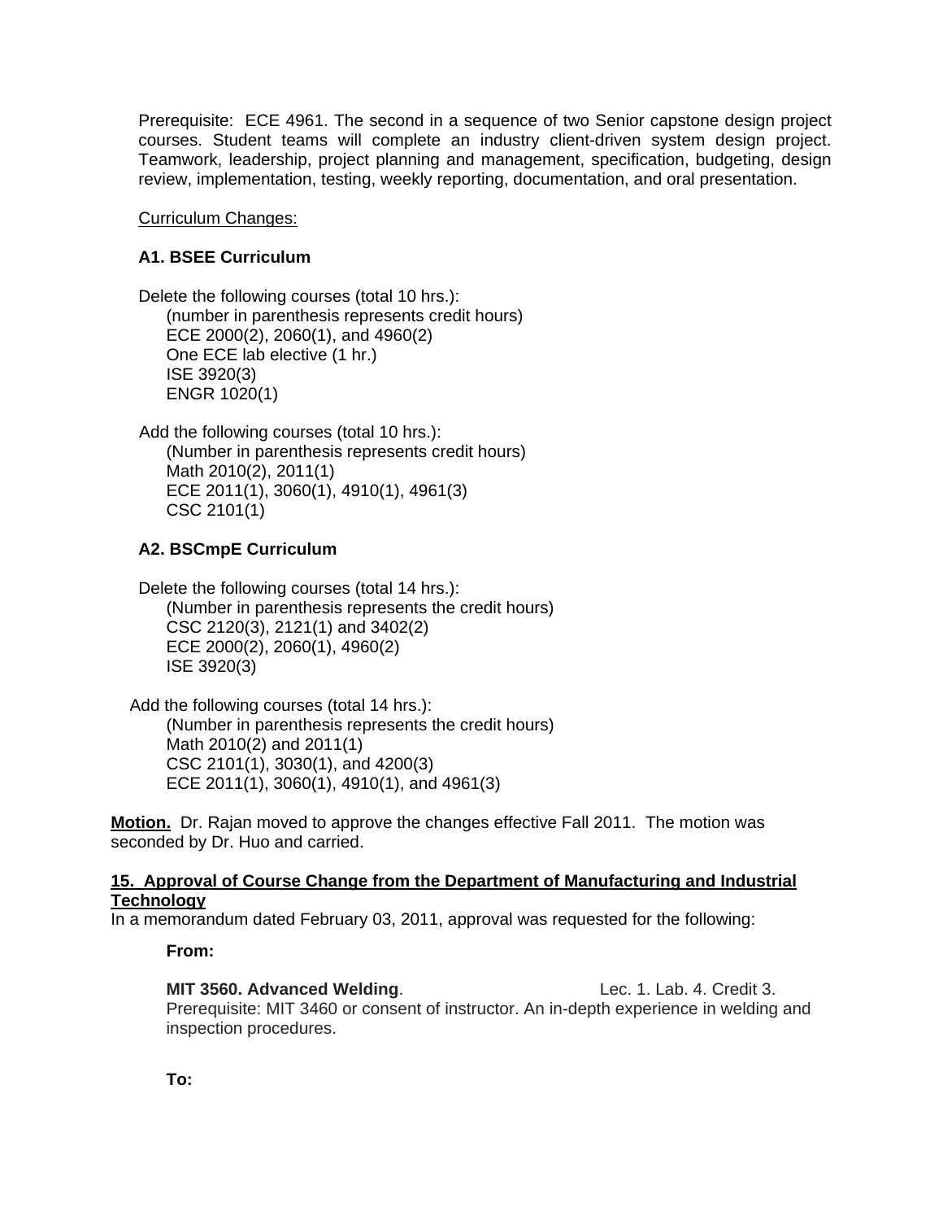Prerequisite: ECE 4961. The second in a sequence of two Senior capstone design project courses. Student teams will complete an industry client-driven system design project. Teamwork, leadership, project planning and management, specification, budgeting, design review, implementation, testing, weekly reporting, documentation, and oral presentation.

Curriculum Changes:

**A1. BSEE Curriculum**

Delete the following courses (total 10 hrs.):
(number in parenthesis represents credit hours)
ECE 2000(2), 2060(1), and 4960(2)
One ECE lab elective (1 hr.)
ISE 3920(3)
ENGR 1020(1)

Add the following courses (total 10 hrs.):
(Number in parenthesis represents credit hours)
Math 2010(2), 2011(1)
ECE 2011(1), 3060(1), 4910(1), 4961(3)
CSC 2101(1)

**A2. BSCmpE Curriculum**

Delete the following courses (total 14 hrs.):
(Number in parenthesis represents the credit hours)
CSC 2120(3), 2121(1) and 3402(2)
ECE 2000(2), 2060(1), 4960(2)
ISE 3920(3)

Add the following courses (total 14 hrs.):
(Number in parenthesis represents the credit hours)
Math 2010(2) and 2011(1)
CSC 2101(1), 3030(1), and 4200(3)
ECE 2011(1), 3060(1), 4910(1), and 4961(3)

**Motion.** Dr. Rajan moved to approve the changes effective Fall 2011. The motion was seconded by Dr. Huo and carried.

**15. Approval of Course Change from the Department of Manufacturing and Industrial Technology**

In a memorandum dated February 03, 2011, approval was requested for the following:

**From:**

**MIT 3560. Advanced Welding**. Lec. 1. Lab. 4. Credit 3.
Prerequisite: MIT 3460 or consent of instructor. An in-depth experience in welding and inspection procedures.

**To:**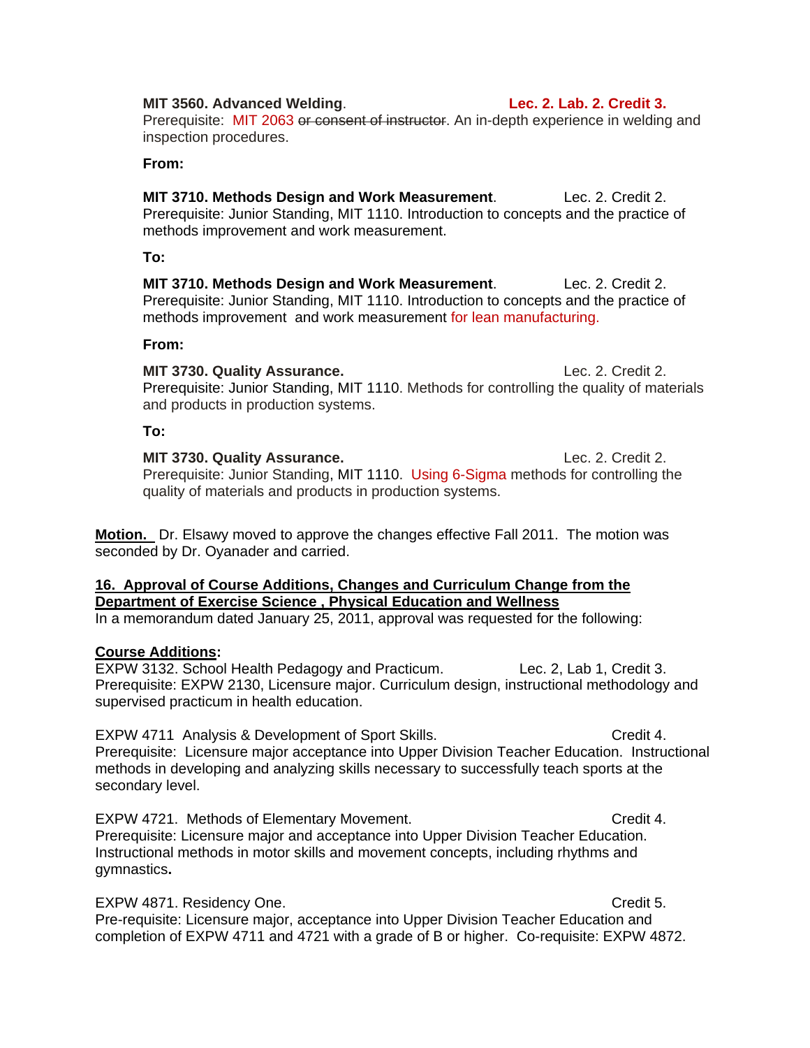**MIT 3560. Advanced Welding**. **Lec. 2. Lab. 2. Credit 3.**
Prerequisite: MIT 2063 ~~or consent of instructor~~. An in-depth experience in welding and inspection procedures.

**From:**

**MIT 3710. Methods Design and Work Measurement**. Lec. 2. Credit 2.
Prerequisite: Junior Standing, MIT 1110. Introduction to concepts and the practice of methods improvement and work measurement.

**To:**

**MIT 3710. Methods Design and Work Measurement**. Lec. 2. Credit 2.
Prerequisite: Junior Standing, MIT 1110. Introduction to concepts and the practice of methods improvement and work measurement for lean manufacturing.

**From:**

**MIT 3730. Quality Assurance.** Lec. 2. Credit 2.
Prerequisite: Junior Standing, MIT 1110. Methods for controlling the quality of materials and products in production systems.

**To:**

**MIT 3730. Quality Assurance.** Lec. 2. Credit 2.
Prerequisite: Junior Standing, MIT 1110. Using 6-Sigma methods for controlling the quality of materials and products in production systems.

**Motion.** Dr. Elsawy moved to approve the changes effective Fall 2011. The motion was seconded by Dr. Oyanader and carried.

**16. Approval of Course Additions, Changes and Curriculum Change from the Department of Exercise Science , Physical Education and Wellness**
In a memorandum dated January 25, 2011, approval was requested for the following:

**Course Additions:**
EXPW 3132. School Health Pedagogy and Practicum. Lec. 2, Lab 1, Credit 3.
Prerequisite: EXPW 2130, Licensure major. Curriculum design, instructional methodology and supervised practicum in health education.

EXPW 4711 Analysis & Development of Sport Skills. Credit 4.
Prerequisite: Licensure major acceptance into Upper Division Teacher Education. Instructional methods in developing and analyzing skills necessary to successfully teach sports at the secondary level.

EXPW 4721. Methods of Elementary Movement. Credit 4.
Prerequisite: Licensure major and acceptance into Upper Division Teacher Education. Instructional methods in motor skills and movement concepts, including rhythms and gymnastics.

EXPW 4871. Residency One. Credit 5.
Pre-requisite: Licensure major, acceptance into Upper Division Teacher Education and completion of EXPW 4711 and 4721 with a grade of B or higher. Co-requisite: EXPW 4872.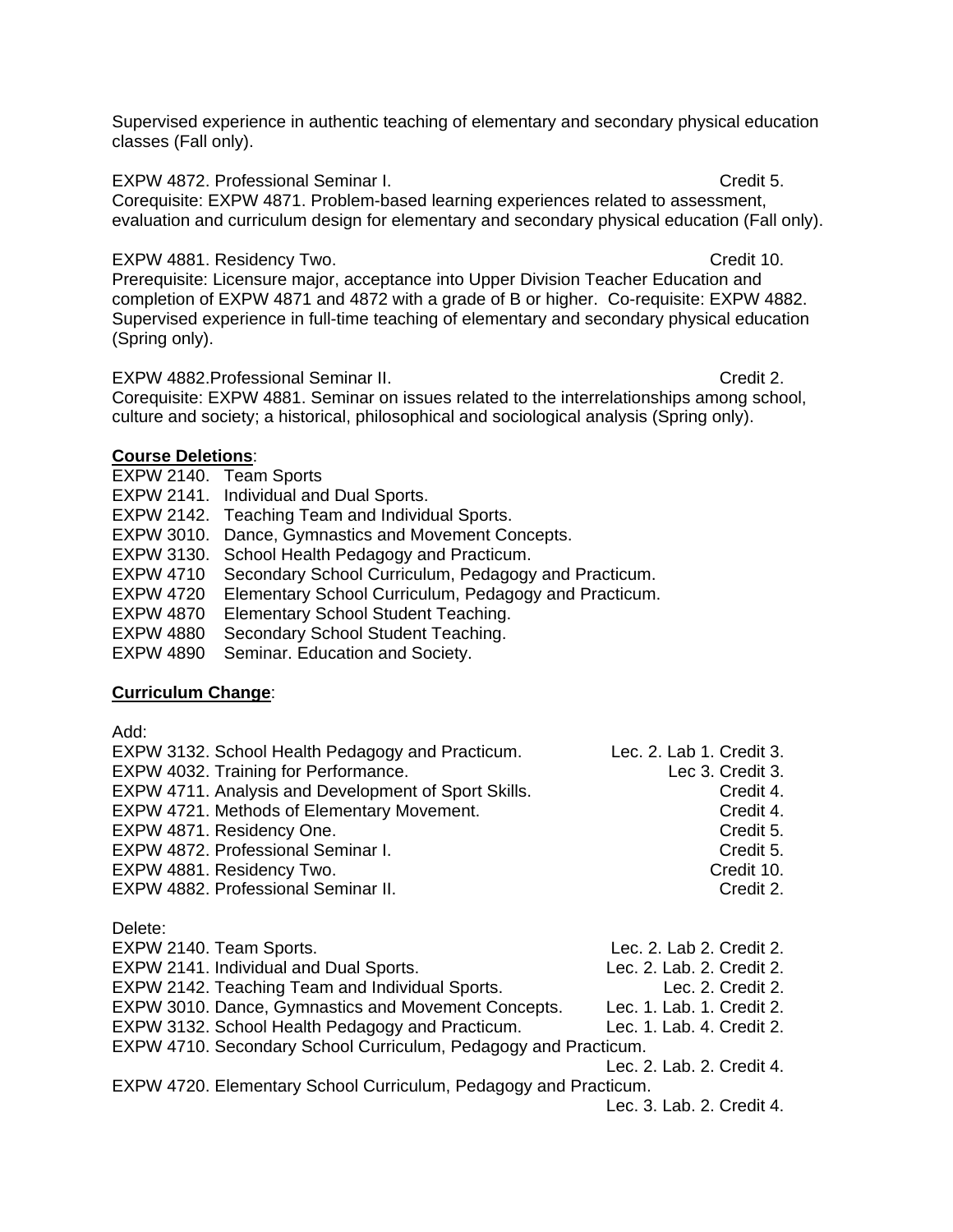Supervised experience in authentic teaching of elementary and secondary physical education classes (Fall only).

EXPW 4872. Professional Seminar I. Credit 5.
Corequisite: EXPW 4871. Problem-based learning experiences related to assessment, evaluation and curriculum design for elementary and secondary physical education (Fall only).

EXPW 4881. Residency Two. Credit 10.
Prerequisite: Licensure major, acceptance into Upper Division Teacher Education and completion of EXPW 4871 and 4872 with a grade of B or higher. Co-requisite: EXPW 4882. Supervised experience in full-time teaching of elementary and secondary physical education (Spring only).

EXPW 4882.Professional Seminar II. Credit 2.
Corequisite: EXPW 4881. Seminar on issues related to the interrelationships among school, culture and society; a historical, philosophical and sociological analysis (Spring only).

**<u>Course Deletions</u>**:

EXPW 2140. Team Sports
EXPW 2141. Individual and Dual Sports.
EXPW 2142. Teaching Team and Individual Sports.
EXPW 3010. Dance, Gymnastics and Movement Concepts.
EXPW 3130. School Health Pedagogy and Practicum.
EXPW 4710 Secondary School Curriculum, Pedagogy and Practicum.
EXPW 4720 Elementary School Curriculum, Pedagogy and Practicum.
EXPW 4870 Elementary School Student Teaching.
EXPW 4880 Secondary School Student Teaching.
EXPW 4890 Seminar. Education and Society.

**<u>Curriculum Change</u>**:

Add:

| Course | Credit |
|---|---|
| EXPW 3132. School Health Pedagogy and Practicum. | Lec. 2. Lab 1. Credit 3. |
| EXPW 4032. Training for Performance. | Lec 3. Credit 3. |
| EXPW 4711. Analysis and Development of Sport Skills. | Credit 4. |
| EXPW 4721. Methods of Elementary Movement. | Credit 4. |
| EXPW 4871. Residency One. | Credit 5. |
| EXPW 4872. Professional Seminar I. | Credit 5. |
| EXPW 4881. Residency Two. | Credit 10. |
| EXPW 4882. Professional Seminar II. | Credit 2. |

Delete:

| Course | Credit |
|---|---|
| EXPW 2140. Team Sports. | Lec. 2. Lab 2. Credit 2. |
| EXPW 2141. Individual and Dual Sports. | Lec. 2. Lab. 2. Credit 2. |
| EXPW 2142. Teaching Team and Individual Sports. | Lec. 2. Credit 2. |
| EXPW 3010. Dance, Gymnastics and Movement Concepts. | Lec. 1. Lab. 1. Credit 2. |
| EXPW 3132. School Health Pedagogy and Practicum. | Lec. 1. Lab. 4. Credit 2. |
| EXPW 4710. Secondary School Curriculum, Pedagogy and Practicum. | Lec. 2. Lab. 2. Credit 4. |
| EXPW 4720. Elementary School Curriculum, Pedagogy and Practicum. | Lec. 3. Lab. 2. Credit 4. |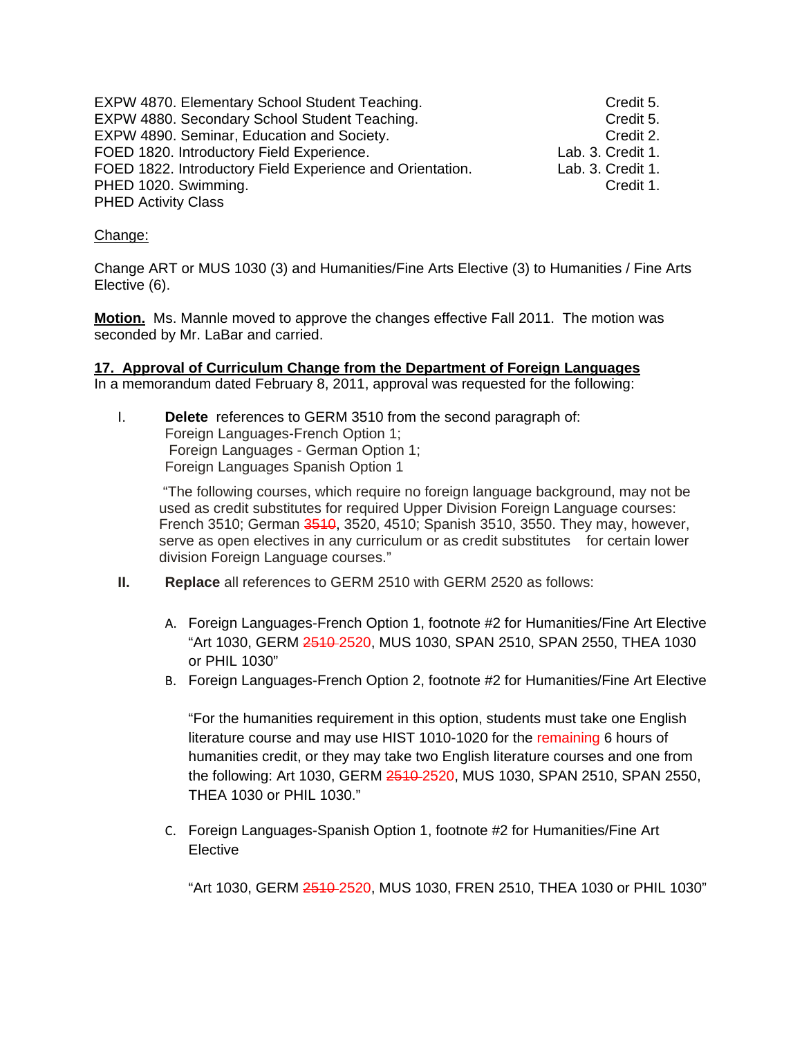| | |
|---|---|
| EXPW 4870. Elementary School Student Teaching. | Credit 5. |
| EXPW 4880. Secondary School Student Teaching. | Credit 5. |
| EXPW 4890. Seminar, Education and Society. | Credit 2. |
| FOED 1820. Introductory Field Experience. | Lab. 3. Credit 1. |
| FOED 1822. Introductory Field Experience and Orientation. | Lab. 3. Credit 1. |
| PHED 1020. Swimming. | Credit 1. |
| PHED Activity Class | |

Change:

Change ART or MUS 1030 (3) and Humanities/Fine Arts Elective (3) to Humanities / Fine Arts Elective (6).

**Motion.** Ms. Mannle moved to approve the changes effective Fall 2011. The motion was seconded by Mr. LaBar and carried.

**17. Approval of Curriculum Change from the Department of Foreign Languages**

In a memorandum dated February 8, 2011, approval was requested for the following:

I. **Delete** references to GERM 3510 from the second paragraph of:
Foreign Languages-French Option 1;
Foreign Languages - German Option 1;
Foreign Languages Spanish Option 1

"The following courses, which require no foreign language background, may not be used as credit substitutes for required Upper Division Foreign Language courses: French 3510; German ~~3510~~, 3520, 4510; Spanish 3510, 3550. They may, however, serve as open electives in any curriculum or as credit substitutes for certain lower division Foreign Language courses."

**II.** **Replace** all references to GERM 2510 with GERM 2520 as follows:

A. Foreign Languages-French Option 1, footnote #2 for Humanities/Fine Art Elective "Art 1030, GERM ~~2510~~ 2520, MUS 1030, SPAN 2510, SPAN 2550, THEA 1030 or PHIL 1030"

B. Foreign Languages-French Option 2, footnote #2 for Humanities/Fine Art Elective

"For the humanities requirement in this option, students must take one English literature course and may use HIST 1010-1020 for the remaining 6 hours of humanities credit, or they may take two English literature courses and one from the following: Art 1030, GERM ~~2510~~ 2520, MUS 1030, SPAN 2510, SPAN 2550, THEA 1030 or PHIL 1030."

C. Foreign Languages-Spanish Option 1, footnote #2 for Humanities/Fine Art Elective

"Art 1030, GERM ~~2510~~ 2520, MUS 1030, FREN 2510, THEA 1030 or PHIL 1030"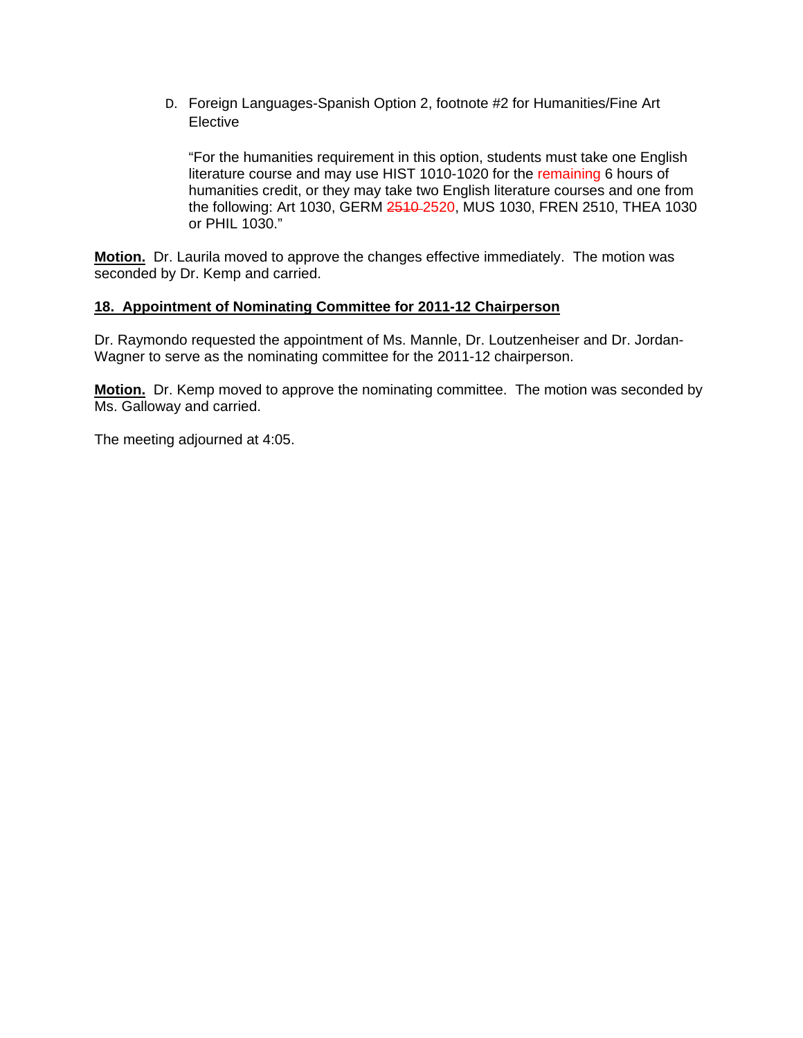D. Foreign Languages-Spanish Option 2, footnote #2 for Humanities/Fine Art Elective

"For the humanities requirement in this option, students must take one English literature course and may use HIST 1010-1020 for the remaining 6 hours of humanities credit, or they may take two English literature courses and one from the following: Art 1030, GERM ~~2510~~ 2520, MUS 1030, FREN 2510, THEA 1030 or PHIL 1030."

**Motion.** Dr. Laurila moved to approve the changes effective immediately. The motion was seconded by Dr. Kemp and carried.

**18. Appointment of Nominating Committee for 2011-12 Chairperson**

Dr. Raymondo requested the appointment of Ms. Mannle, Dr. Loutzenheiser and Dr. Jordan-Wagner to serve as the nominating committee for the 2011-12 chairperson.

**Motion.** Dr. Kemp moved to approve the nominating committee. The motion was seconded by Ms. Galloway and carried.

The meeting adjourned at 4:05.